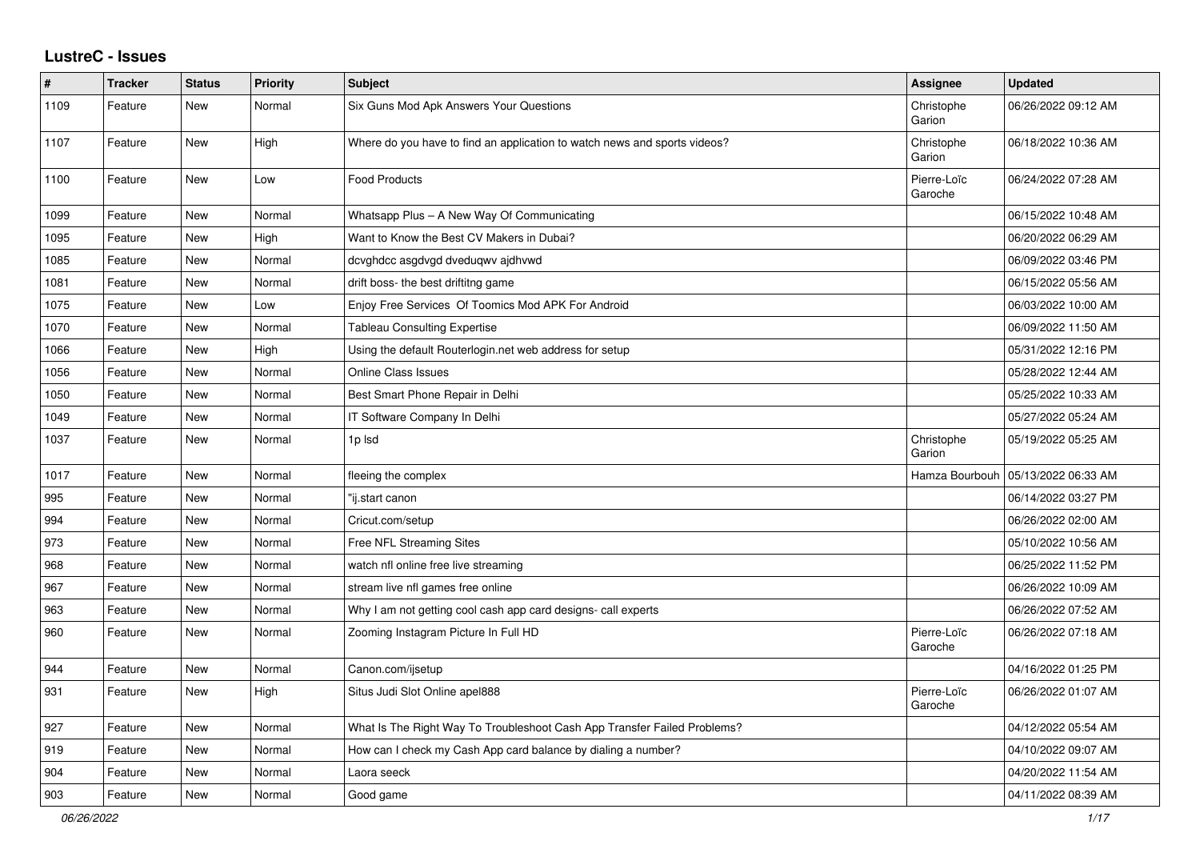## LustreC - Issues

| # | Tracker | Status | Priority | Subject | Assignee | Updated |
|---|---|---|---|---|---|---|
| 1109 | Feature | New | Normal | Six Guns Mod Apk Answers Your Questions | Christophe Garion | 06/26/2022 09:12 AM |
| 1107 | Feature | New | High | Where do you have to find an application to watch news and sports videos? | Christophe Garion | 06/18/2022 10:36 AM |
| 1100 | Feature | New | Low | Food Products | Pierre-Loïc Garoche | 06/24/2022 07:28 AM |
| 1099 | Feature | New | Normal | Whatsapp Plus – A New Way Of Communicating | | 06/15/2022 10:48 AM |
| 1095 | Feature | New | High | Want to Know the Best CV Makers in Dubai? | | 06/20/2022 06:29 AM |
| 1085 | Feature | New | Normal | dcvghdcc asgdvgd dveduqwv ajdhvwd | | 06/09/2022 03:46 PM |
| 1081 | Feature | New | Normal | drift boss- the best driftitng game | | 06/15/2022 05:56 AM |
| 1075 | Feature | New | Low | Enjoy Free Services Of Toomics Mod APK For Android | | 06/03/2022 10:00 AM |
| 1070 | Feature | New | Normal | Tableau Consulting Expertise | | 06/09/2022 11:50 AM |
| 1066 | Feature | New | High | Using the default Routerlogin.net web address for setup | | 05/31/2022 12:16 PM |
| 1056 | Feature | New | Normal | Online Class Issues | | 05/28/2022 12:44 AM |
| 1050 | Feature | New | Normal | Best Smart Phone Repair in Delhi | | 05/25/2022 10:33 AM |
| 1049 | Feature | New | Normal | IT Software Company In Delhi | | 05/27/2022 05:24 AM |
| 1037 | Feature | New | Normal | 1p lsd | Christophe Garion | 05/19/2022 05:25 AM |
| 1017 | Feature | New | Normal | fleeing the complex | Hamza Bourbouh | 05/13/2022 06:33 AM |
| 995 | Feature | New | Normal | "ij.start canon | | 06/14/2022 03:27 PM |
| 994 | Feature | New | Normal | Cricut.com/setup | | 06/26/2022 02:00 AM |
| 973 | Feature | New | Normal | Free NFL Streaming Sites | | 05/10/2022 10:56 AM |
| 968 | Feature | New | Normal | watch nfl online free live streaming | | 06/25/2022 11:52 PM |
| 967 | Feature | New | Normal | stream live nfl games free online | | 06/26/2022 10:09 AM |
| 963 | Feature | New | Normal | Why I am not getting cool cash app card designs- call experts | | 06/26/2022 07:52 AM |
| 960 | Feature | New | Normal | Zooming Instagram Picture In Full HD | Pierre-Loïc Garoche | 06/26/2022 07:18 AM |
| 944 | Feature | New | Normal | Canon.com/ijsetup | | 04/16/2022 01:25 PM |
| 931 | Feature | New | High | Situs Judi Slot Online apel888 | Pierre-Loïc Garoche | 06/26/2022 01:07 AM |
| 927 | Feature | New | Normal | What Is The Right Way To Troubleshoot Cash App Transfer Failed Problems? | | 04/12/2022 05:54 AM |
| 919 | Feature | New | Normal | How can I check my Cash App card balance by dialing a number? | | 04/10/2022 09:07 AM |
| 904 | Feature | New | Normal | Laora seeck | | 04/20/2022 11:54 AM |
| 903 | Feature | New | Normal | Good game | | 04/11/2022 08:39 AM |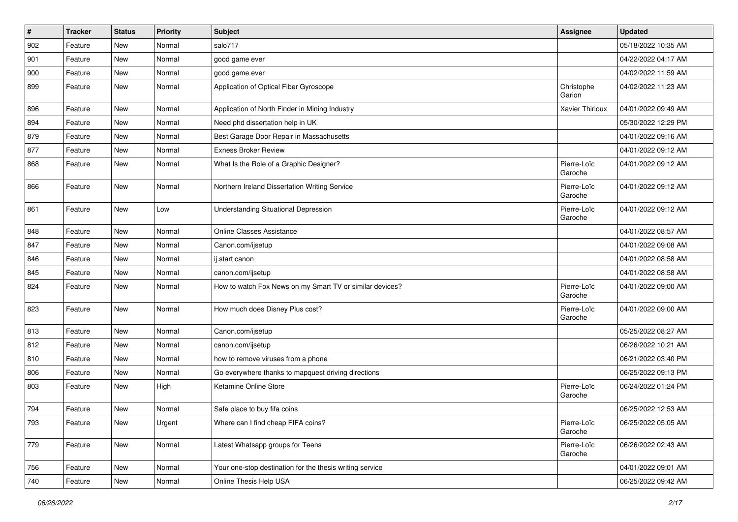| # | Tracker | Status | Priority | Subject | Assignee | Updated |
|---|---|---|---|---|---|---|
| 902 | Feature | New | Normal | salo717 | | 05/18/2022 10:35 AM |
| 901 | Feature | New | Normal | good game ever | | 04/22/2022 04:17 AM |
| 900 | Feature | New | Normal | good game ever | | 04/02/2022 11:59 AM |
| 899 | Feature | New | Normal | Application of Optical Fiber Gyroscope | Christophe Garion | 04/02/2022 11:23 AM |
| 896 | Feature | New | Normal | Application of North Finder in Mining Industry | Xavier Thirioux | 04/01/2022 09:49 AM |
| 894 | Feature | New | Normal | Need phd dissertation help in UK | | 05/30/2022 12:29 PM |
| 879 | Feature | New | Normal | Best Garage Door Repair in Massachusetts | | 04/01/2022 09:16 AM |
| 877 | Feature | New | Normal | Exness Broker Review | | 04/01/2022 09:12 AM |
| 868 | Feature | New | Normal | What Is the Role of a Graphic Designer? | Pierre-Loïc Garoche | 04/01/2022 09:12 AM |
| 866 | Feature | New | Normal | Northern Ireland Dissertation Writing Service | Pierre-Loïc Garoche | 04/01/2022 09:12 AM |
| 861 | Feature | New | Low | Understanding Situational Depression | Pierre-Loïc Garoche | 04/01/2022 09:12 AM |
| 848 | Feature | New | Normal | Online Classes Assistance | | 04/01/2022 08:57 AM |
| 847 | Feature | New | Normal | Canon.com/ijsetup | | 04/01/2022 09:08 AM |
| 846 | Feature | New | Normal | ij.start canon | | 04/01/2022 08:58 AM |
| 845 | Feature | New | Normal | canon.com/ijsetup | | 04/01/2022 08:58 AM |
| 824 | Feature | New | Normal | How to watch Fox News on my Smart TV or similar devices? | Pierre-Loïc Garoche | 04/01/2022 09:00 AM |
| 823 | Feature | New | Normal | How much does Disney Plus cost? | Pierre-Loïc Garoche | 04/01/2022 09:00 AM |
| 813 | Feature | New | Normal | Canon.com/ijsetup | | 05/25/2022 08:27 AM |
| 812 | Feature | New | Normal | canon.com/ijsetup | | 06/26/2022 10:21 AM |
| 810 | Feature | New | Normal | how to remove viruses from a phone | | 06/21/2022 03:40 PM |
| 806 | Feature | New | Normal | Go everywhere thanks to mapquest driving directions | | 06/25/2022 09:13 PM |
| 803 | Feature | New | High | Ketamine Online Store | Pierre-Loïc Garoche | 06/24/2022 01:24 PM |
| 794 | Feature | New | Normal | Safe place to buy fifa coins | | 06/25/2022 12:53 AM |
| 793 | Feature | New | Urgent | Where can I find cheap FIFA coins? | Pierre-Loïc Garoche | 06/25/2022 05:05 AM |
| 779 | Feature | New | Normal | Latest Whatsapp groups for Teens | Pierre-Loïc Garoche | 06/26/2022 02:43 AM |
| 756 | Feature | New | Normal | Your one-stop destination for the thesis writing service | | 04/01/2022 09:01 AM |
| 740 | Feature | New | Normal | Online Thesis Help USA | | 06/25/2022 09:42 AM |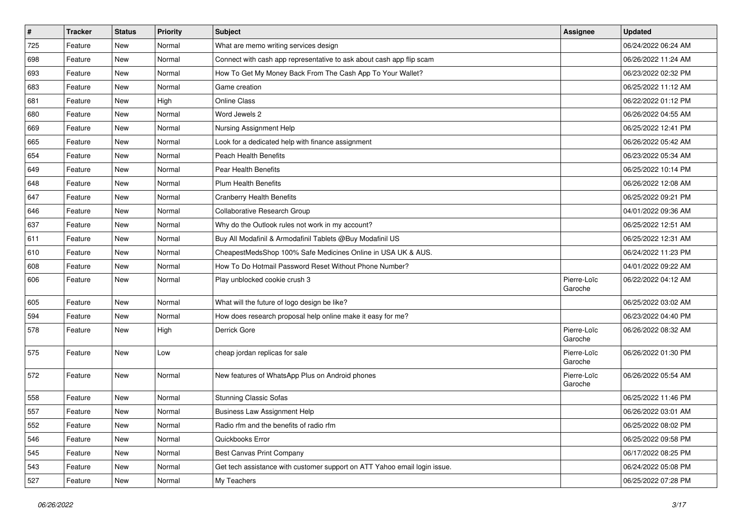| # | Tracker | Status | Priority | Subject | Assignee | Updated |
|---|---|---|---|---|---|---|
| 725 | Feature | New | Normal | What are memo writing services design | | 06/24/2022 06:24 AM |
| 698 | Feature | New | Normal | Connect with cash app representative to ask about cash app flip scam | | 06/26/2022 11:24 AM |
| 693 | Feature | New | Normal | How To Get My Money Back From The Cash App To Your Wallet? | | 06/23/2022 02:32 PM |
| 683 | Feature | New | Normal | Game creation | | 06/25/2022 11:12 AM |
| 681 | Feature | New | High | Online Class | | 06/22/2022 01:12 PM |
| 680 | Feature | New | Normal | Word Jewels 2 | | 06/26/2022 04:55 AM |
| 669 | Feature | New | Normal | Nursing Assignment Help | | 06/25/2022 12:41 PM |
| 665 | Feature | New | Normal | Look for a dedicated help with finance assignment | | 06/26/2022 05:42 AM |
| 654 | Feature | New | Normal | Peach Health Benefits | | 06/23/2022 05:34 AM |
| 649 | Feature | New | Normal | Pear Health Benefits | | 06/25/2022 10:14 PM |
| 648 | Feature | New | Normal | Plum Health Benefits | | 06/26/2022 12:08 AM |
| 647 | Feature | New | Normal | Cranberry Health Benefits | | 06/25/2022 09:21 PM |
| 646 | Feature | New | Normal | Collaborative Research Group | | 04/01/2022 09:36 AM |
| 637 | Feature | New | Normal | Why do the Outlook rules not work in my account? | | 06/25/2022 12:51 AM |
| 611 | Feature | New | Normal | Buy All Modafinil & Armodafinil Tablets @Buy Modafinil US | | 06/25/2022 12:31 AM |
| 610 | Feature | New | Normal | CheapestMedsShop 100% Safe Medicines Online in USA UK & AUS. | | 06/24/2022 11:23 PM |
| 608 | Feature | New | Normal | How To Do Hotmail Password Reset Without Phone Number? | | 04/01/2022 09:22 AM |
| 606 | Feature | New | Normal | Play unblocked cookie crush 3 | Pierre-Loïc Garoche | 06/22/2022 04:12 AM |
| 605 | Feature | New | Normal | What will the future of logo design be like? | | 06/25/2022 03:02 AM |
| 594 | Feature | New | Normal | How does research proposal help online make it easy for me? | | 06/23/2022 04:40 PM |
| 578 | Feature | New | High | Derrick Gore | Pierre-Loïc Garoche | 06/26/2022 08:32 AM |
| 575 | Feature | New | Low | cheap jordan replicas for sale | Pierre-Loïc Garoche | 06/26/2022 01:30 PM |
| 572 | Feature | New | Normal | New features of WhatsApp Plus on Android phones | Pierre-Loïc Garoche | 06/26/2022 05:54 AM |
| 558 | Feature | New | Normal | Stunning Classic Sofas | | 06/25/2022 11:46 PM |
| 557 | Feature | New | Normal | Business Law Assignment Help | | 06/26/2022 03:01 AM |
| 552 | Feature | New | Normal | Radio rfm and the benefits of radio rfm | | 06/25/2022 08:02 PM |
| 546 | Feature | New | Normal | Quickbooks Error | | 06/25/2022 09:58 PM |
| 545 | Feature | New | Normal | Best Canvas Print Company | | 06/17/2022 08:25 PM |
| 543 | Feature | New | Normal | Get tech assistance with customer support on ATT Yahoo email login issue. | | 06/24/2022 05:08 PM |
| 527 | Feature | New | Normal | My Teachers | | 06/25/2022 07:28 PM |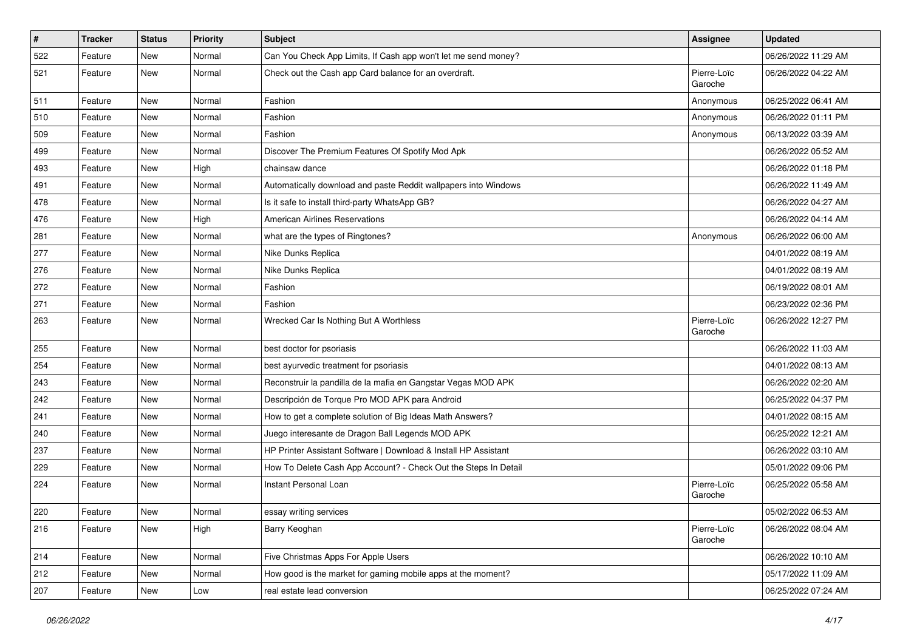| # | Tracker | Status | Priority | Subject | Assignee | Updated |
|---|---|---|---|---|---|---|
| 522 | Feature | New | Normal | Can You Check App Limits, If Cash app won't let me send money? | | 06/26/2022 11:29 AM |
| 521 | Feature | New | Normal | Check out the Cash app Card balance for an overdraft. | Pierre-Loïc Garoche | 06/26/2022 04:22 AM |
| 511 | Feature | New | Normal | Fashion | Anonymous | 06/25/2022 06:41 AM |
| 510 | Feature | New | Normal | Fashion | Anonymous | 06/26/2022 01:11 PM |
| 509 | Feature | New | Normal | Fashion | Anonymous | 06/13/2022 03:39 AM |
| 499 | Feature | New | Normal | Discover The Premium Features Of Spotify Mod Apk | | 06/26/2022 05:52 AM |
| 493 | Feature | New | High | chainsaw dance | | 06/26/2022 01:18 PM |
| 491 | Feature | New | Normal | Automatically download and paste Reddit wallpapers into Windows | | 06/26/2022 11:49 AM |
| 478 | Feature | New | Normal | Is it safe to install third-party WhatsApp GB? | | 06/26/2022 04:27 AM |
| 476 | Feature | New | High | American Airlines Reservations | | 06/26/2022 04:14 AM |
| 281 | Feature | New | Normal | what are the types of Ringtones? | Anonymous | 06/26/2022 06:00 AM |
| 277 | Feature | New | Normal | Nike Dunks Replica | | 04/01/2022 08:19 AM |
| 276 | Feature | New | Normal | Nike Dunks Replica | | 04/01/2022 08:19 AM |
| 272 | Feature | New | Normal | Fashion | | 06/19/2022 08:01 AM |
| 271 | Feature | New | Normal | Fashion | | 06/23/2022 02:36 PM |
| 263 | Feature | New | Normal | Wrecked Car Is Nothing But A Worthless | Pierre-Loïc Garoche | 06/26/2022 12:27 PM |
| 255 | Feature | New | Normal | best doctor for psoriasis | | 06/26/2022 11:03 AM |
| 254 | Feature | New | Normal | best ayurvedic treatment for psoriasis | | 04/01/2022 08:13 AM |
| 243 | Feature | New | Normal | Reconstruir la pandilla de la mafia en Gangstar Vegas MOD APK | | 06/26/2022 02:20 AM |
| 242 | Feature | New | Normal | Descripción de Torque Pro MOD APK para Android | | 06/25/2022 04:37 PM |
| 241 | Feature | New | Normal | How to get a complete solution of Big Ideas Math Answers? | | 04/01/2022 08:15 AM |
| 240 | Feature | New | Normal | Juego interesante de Dragon Ball Legends MOD APK | | 06/25/2022 12:21 AM |
| 237 | Feature | New | Normal | HP Printer Assistant Software \| Download & Install HP Assistant | | 06/26/2022 03:10 AM |
| 229 | Feature | New | Normal | How To Delete Cash App Account? - Check Out the Steps In Detail | | 05/01/2022 09:06 PM |
| 224 | Feature | New | Normal | Instant Personal Loan | Pierre-Loïc Garoche | 06/25/2022 05:58 AM |
| 220 | Feature | New | Normal | essay writing services | | 05/02/2022 06:53 AM |
| 216 | Feature | New | High | Barry Keoghan | Pierre-Loïc Garoche | 06/26/2022 08:04 AM |
| 214 | Feature | New | Normal | Five Christmas Apps For Apple Users | | 06/26/2022 10:10 AM |
| 212 | Feature | New | Normal | How good is the market for gaming mobile apps at the moment? | | 05/17/2022 11:09 AM |
| 207 | Feature | New | Low | real estate lead conversion | | 06/25/2022 07:24 AM |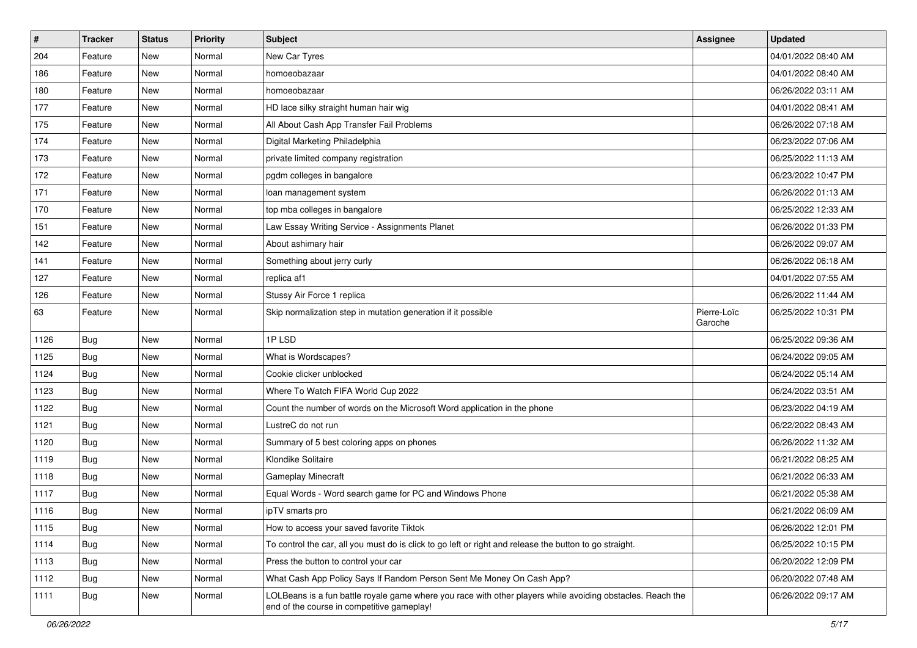| # | Tracker | Status | Priority | Subject | Assignee | Updated |
|---|---|---|---|---|---|---|
| 204 | Feature | New | Normal | New Car Tyres | | 04/01/2022 08:40 AM |
| 186 | Feature | New | Normal | homoeobazaar | | 04/01/2022 08:40 AM |
| 180 | Feature | New | Normal | homoeobazaar | | 06/26/2022 03:11 AM |
| 177 | Feature | New | Normal | HD lace silky straight human hair wig | | 04/01/2022 08:41 AM |
| 175 | Feature | New | Normal | All About Cash App Transfer Fail Problems | | 06/26/2022 07:18 AM |
| 174 | Feature | New | Normal | Digital Marketing Philadelphia | | 06/23/2022 07:06 AM |
| 173 | Feature | New | Normal | private limited company registration | | 06/25/2022 11:13 AM |
| 172 | Feature | New | Normal | pgdm colleges in bangalore | | 06/23/2022 10:47 PM |
| 171 | Feature | New | Normal | loan management system | | 06/26/2022 01:13 AM |
| 170 | Feature | New | Normal | top mba colleges in bangalore | | 06/25/2022 12:33 AM |
| 151 | Feature | New | Normal | Law Essay Writing Service - Assignments Planet | | 06/26/2022 01:33 PM |
| 142 | Feature | New | Normal | About ashimary hair | | 06/26/2022 09:07 AM |
| 141 | Feature | New | Normal | Something about jerry curly | | 06/26/2022 06:18 AM |
| 127 | Feature | New | Normal | replica af1 | | 04/01/2022 07:55 AM |
| 126 | Feature | New | Normal | Stussy Air Force 1 replica | | 06/26/2022 11:44 AM |
| 63 | Feature | New | Normal | Skip normalization step in mutation generation if it possible | Pierre-Loïc Garoche | 06/25/2022 10:31 PM |
| 1126 | Bug | New | Normal | 1P LSD | | 06/25/2022 09:36 AM |
| 1125 | Bug | New | Normal | What is Wordscapes? | | 06/24/2022 09:05 AM |
| 1124 | Bug | New | Normal | Cookie clicker unblocked | | 06/24/2022 05:14 AM |
| 1123 | Bug | New | Normal | Where To Watch FIFA World Cup 2022 | | 06/24/2022 03:51 AM |
| 1122 | Bug | New | Normal | Count the number of words on the Microsoft Word application in the phone | | 06/23/2022 04:19 AM |
| 1121 | Bug | New | Normal | LustreC do not run | | 06/22/2022 08:43 AM |
| 1120 | Bug | New | Normal | Summary of 5 best coloring apps on phones | | 06/26/2022 11:32 AM |
| 1119 | Bug | New | Normal | Klondike Solitaire | | 06/21/2022 08:25 AM |
| 1118 | Bug | New | Normal | Gameplay Minecraft | | 06/21/2022 06:33 AM |
| 1117 | Bug | New | Normal | Equal Words - Word search game for PC and Windows Phone | | 06/21/2022 05:38 AM |
| 1116 | Bug | New | Normal | ipTV smarts pro | | 06/21/2022 06:09 AM |
| 1115 | Bug | New | Normal | How to access your saved favorite Tiktok | | 06/26/2022 12:01 PM |
| 1114 | Bug | New | Normal | To control the car, all you must do is click to go left or right and release the button to go straight. | | 06/25/2022 10:15 PM |
| 1113 | Bug | New | Normal | Press the button to control your car | | 06/20/2022 12:09 PM |
| 1112 | Bug | New | Normal | What Cash App Policy Says If Random Person Sent Me Money On Cash App? | | 06/20/2022 07:48 AM |
| 1111 | Bug | New | Normal | LOLBeans is a fun battle royale game where you race with other players while avoiding obstacles. Reach the end of the course in competitive gameplay! | | 06/26/2022 09:17 AM |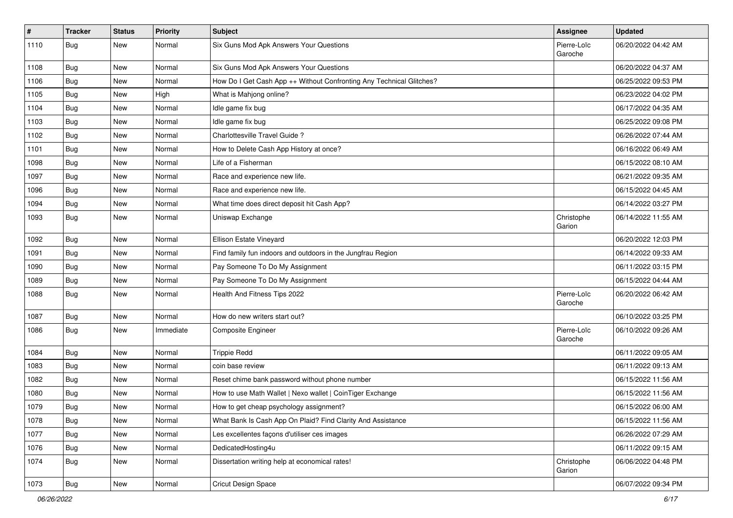| # | Tracker | Status | Priority | Subject | Assignee | Updated |
|---|---|---|---|---|---|---|
| 1110 | Bug | New | Normal | Six Guns Mod Apk Answers Your Questions | Pierre-Loïc Garoche | 06/20/2022 04:42 AM |
| 1108 | Bug | New | Normal | Six Guns Mod Apk Answers Your Questions | | 06/20/2022 04:37 AM |
| 1106 | Bug | New | Normal | How Do I Get Cash App ++ Without Confronting Any Technical Glitches? | | 06/25/2022 09:53 PM |
| 1105 | Bug | New | High | What is Mahjong online? | | 06/23/2022 04:02 PM |
| 1104 | Bug | New | Normal | Idle game fix bug | | 06/17/2022 04:35 AM |
| 1103 | Bug | New | Normal | Idle game fix bug | | 06/25/2022 09:08 PM |
| 1102 | Bug | New | Normal | Charlottesville Travel Guide ? | | 06/26/2022 07:44 AM |
| 1101 | Bug | New | Normal | How to Delete Cash App History at once? | | 06/16/2022 06:49 AM |
| 1098 | Bug | New | Normal | Life of a Fisherman | | 06/15/2022 08:10 AM |
| 1097 | Bug | New | Normal | Race and experience new life. | | 06/21/2022 09:35 AM |
| 1096 | Bug | New | Normal | Race and experience new life. | | 06/15/2022 04:45 AM |
| 1094 | Bug | New | Normal | What time does direct deposit hit Cash App? | | 06/14/2022 03:27 PM |
| 1093 | Bug | New | Normal | Uniswap Exchange | Christophe Garion | 06/14/2022 11:55 AM |
| 1092 | Bug | New | Normal | Ellison Estate Vineyard | | 06/20/2022 12:03 PM |
| 1091 | Bug | New | Normal | Find family fun indoors and outdoors in the Jungfrau Region | | 06/14/2022 09:33 AM |
| 1090 | Bug | New | Normal | Pay Someone To Do My Assignment | | 06/11/2022 03:15 PM |
| 1089 | Bug | New | Normal | Pay Someone To Do My Assignment | | 06/15/2022 04:44 AM |
| 1088 | Bug | New | Normal | Health And Fitness Tips 2022 | Pierre-Loïc Garoche | 06/20/2022 06:42 AM |
| 1087 | Bug | New | Normal | How do new writers start out? | | 06/10/2022 03:25 PM |
| 1086 | Bug | New | Immediate | Composite Engineer | Pierre-Loïc Garoche | 06/10/2022 09:26 AM |
| 1084 | Bug | New | Normal | Trippie Redd | | 06/11/2022 09:05 AM |
| 1083 | Bug | New | Normal | coin base review | | 06/11/2022 09:13 AM |
| 1082 | Bug | New | Normal | Reset chime bank password without phone number | | 06/15/2022 11:56 AM |
| 1080 | Bug | New | Normal | How to use Math Wallet \| Nexo wallet \| CoinTiger Exchange | | 06/15/2022 11:56 AM |
| 1079 | Bug | New | Normal | How to get cheap psychology assignment? | | 06/15/2022 06:00 AM |
| 1078 | Bug | New | Normal | What Bank Is Cash App On Plaid? Find Clarity And Assistance | | 06/15/2022 11:56 AM |
| 1077 | Bug | New | Normal | Les excellentes façons d'utiliser ces images | | 06/26/2022 07:29 AM |
| 1076 | Bug | New | Normal | DedicatedHosting4u | | 06/11/2022 09:15 AM |
| 1074 | Bug | New | Normal | Dissertation writing help at economical rates! | Christophe Garion | 06/06/2022 04:48 PM |
| 1073 | Bug | New | Normal | Cricut Design Space | | 06/07/2022 09:34 PM |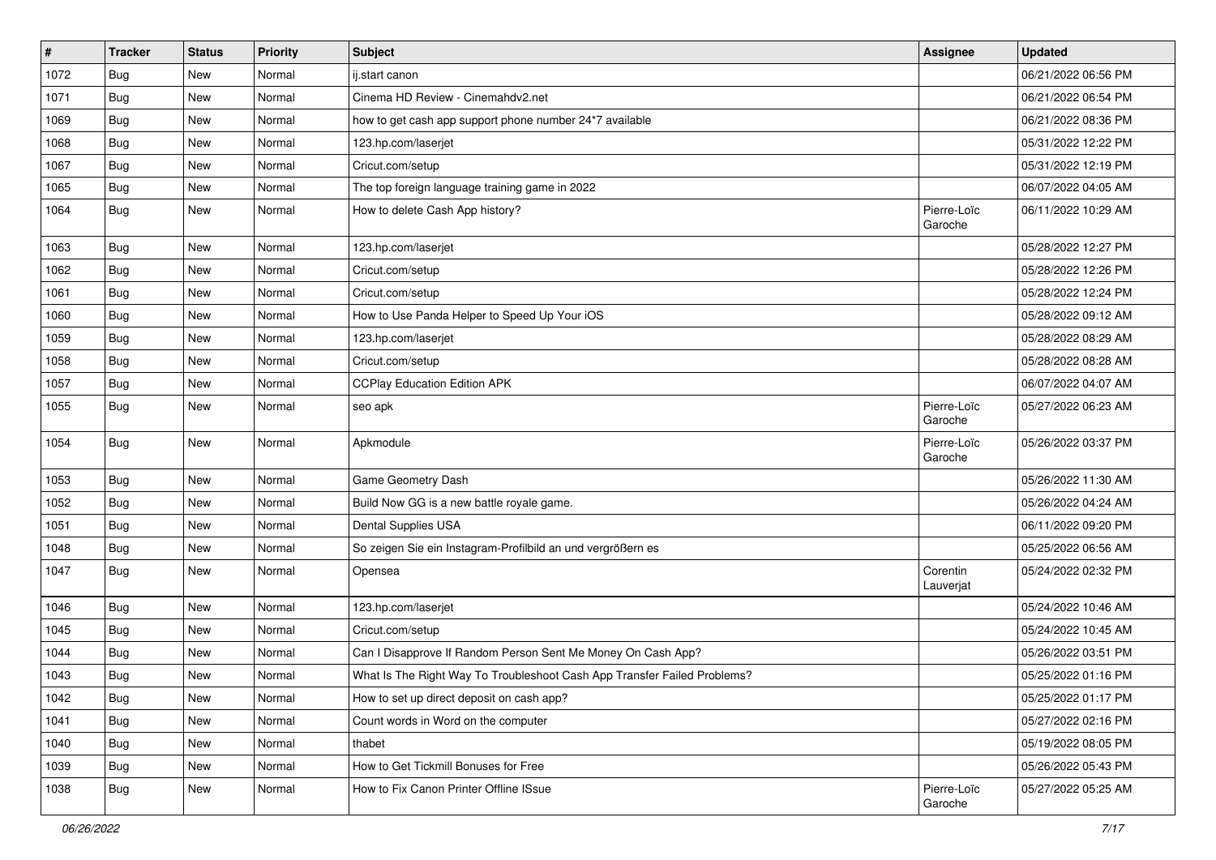| # | Tracker | Status | Priority | Subject | Assignee | Updated |
|---|---|---|---|---|---|---|
| 1072 | Bug | New | Normal | ij.start canon | | 06/21/2022 06:56 PM |
| 1071 | Bug | New | Normal | Cinema HD Review - Cinemahdv2.net | | 06/21/2022 06:54 PM |
| 1069 | Bug | New | Normal | how to get cash app support phone number 24*7 available | | 06/21/2022 08:36 PM |
| 1068 | Bug | New | Normal | 123.hp.com/laserjet | | 05/31/2022 12:22 PM |
| 1067 | Bug | New | Normal | Cricut.com/setup | | 05/31/2022 12:19 PM |
| 1065 | Bug | New | Normal | The top foreign language training game in 2022 | | 06/07/2022 04:05 AM |
| 1064 | Bug | New | Normal | How to delete Cash App history? | Pierre-Loïc Garoche | 06/11/2022 10:29 AM |
| 1063 | Bug | New | Normal | 123.hp.com/laserjet | | 05/28/2022 12:27 PM |
| 1062 | Bug | New | Normal | Cricut.com/setup | | 05/28/2022 12:26 PM |
| 1061 | Bug | New | Normal | Cricut.com/setup | | 05/28/2022 12:24 PM |
| 1060 | Bug | New | Normal | How to Use Panda Helper to Speed Up Your iOS | | 05/28/2022 09:12 AM |
| 1059 | Bug | New | Normal | 123.hp.com/laserjet | | 05/28/2022 08:29 AM |
| 1058 | Bug | New | Normal | Cricut.com/setup | | 05/28/2022 08:28 AM |
| 1057 | Bug | New | Normal | CCPlay Education Edition APK | | 06/07/2022 04:07 AM |
| 1055 | Bug | New | Normal | seo apk | Pierre-Loïc Garoche | 05/27/2022 06:23 AM |
| 1054 | Bug | New | Normal | Apkmodule | Pierre-Loïc Garoche | 05/26/2022 03:37 PM |
| 1053 | Bug | New | Normal | Game Geometry Dash | | 05/26/2022 11:30 AM |
| 1052 | Bug | New | Normal | Build Now GG is a new battle royale game. | | 05/26/2022 04:24 AM |
| 1051 | Bug | New | Normal | Dental Supplies USA | | 06/11/2022 09:20 PM |
| 1048 | Bug | New | Normal | So zeigen Sie ein Instagram-Profilbild an und vergrößern es | | 05/25/2022 06:56 AM |
| 1047 | Bug | New | Normal | Opensea | Corentin Lauverjat | 05/24/2022 02:32 PM |
| 1046 | Bug | New | Normal | 123.hp.com/laserjet | | 05/24/2022 10:46 AM |
| 1045 | Bug | New | Normal | Cricut.com/setup | | 05/24/2022 10:45 AM |
| 1044 | Bug | New | Normal | Can I Disapprove If Random Person Sent Me Money On Cash App? | | 05/26/2022 03:51 PM |
| 1043 | Bug | New | Normal | What Is The Right Way To Troubleshoot Cash App Transfer Failed Problems? | | 05/25/2022 01:16 PM |
| 1042 | Bug | New | Normal | How to set up direct deposit on cash app? | | 05/25/2022 01:17 PM |
| 1041 | Bug | New | Normal | Count words in Word on the computer | | 05/27/2022 02:16 PM |
| 1040 | Bug | New | Normal | thabet | | 05/19/2022 08:05 PM |
| 1039 | Bug | New | Normal | How to Get Tickmill Bonuses for Free | | 05/26/2022 05:43 PM |
| 1038 | Bug | New | Normal | How to Fix Canon Printer Offline ISsue | Pierre-Loïc Garoche | 05/27/2022 05:25 AM |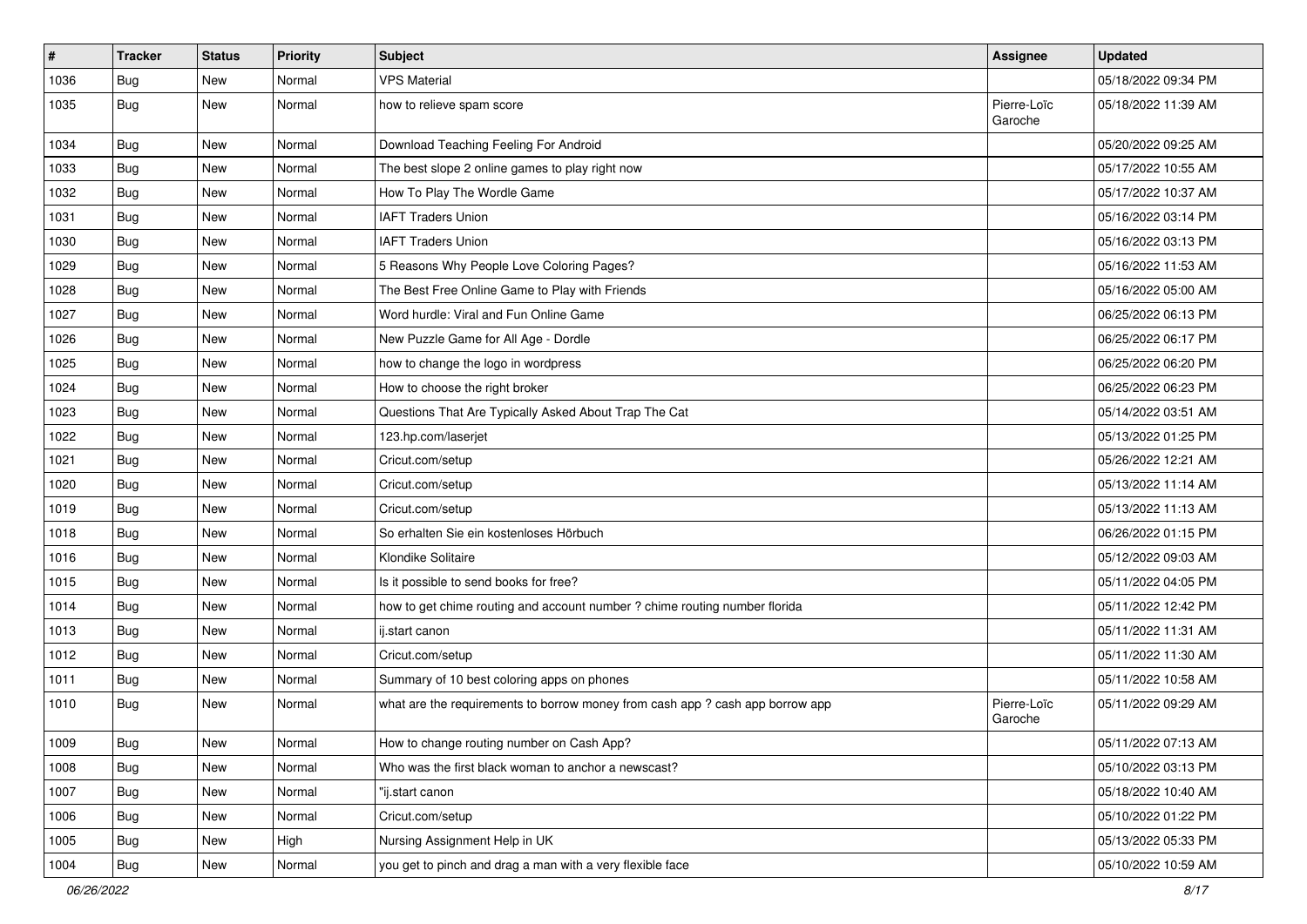| # | Tracker | Status | Priority | Subject | Assignee | Updated |
|---|---|---|---|---|---|---|
| 1036 | Bug | New | Normal | VPS Material | | 05/18/2022 09:34 PM |
| 1035 | Bug | New | Normal | how to relieve spam score | Pierre-Loïc Garoche | 05/18/2022 11:39 AM |
| 1034 | Bug | New | Normal | Download Teaching Feeling For Android | | 05/20/2022 09:25 AM |
| 1033 | Bug | New | Normal | The best slope 2 online games to play right now | | 05/17/2022 10:55 AM |
| 1032 | Bug | New | Normal | How To Play The Wordle Game | | 05/17/2022 10:37 AM |
| 1031 | Bug | New | Normal | IAFT Traders Union | | 05/16/2022 03:14 PM |
| 1030 | Bug | New | Normal | IAFT Traders Union | | 05/16/2022 03:13 PM |
| 1029 | Bug | New | Normal | 5 Reasons Why People Love Coloring Pages? | | 05/16/2022 11:53 AM |
| 1028 | Bug | New | Normal | The Best Free Online Game to Play with Friends | | 05/16/2022 05:00 AM |
| 1027 | Bug | New | Normal | Word hurdle: Viral and Fun Online Game | | 06/25/2022 06:13 PM |
| 1026 | Bug | New | Normal | New Puzzle Game for All Age - Dordle | | 06/25/2022 06:17 PM |
| 1025 | Bug | New | Normal | how to change the logo in wordpress | | 06/25/2022 06:20 PM |
| 1024 | Bug | New | Normal | How to choose the right broker | | 06/25/2022 06:23 PM |
| 1023 | Bug | New | Normal | Questions That Are Typically Asked About Trap The Cat | | 05/14/2022 03:51 AM |
| 1022 | Bug | New | Normal | 123.hp.com/laserjet | | 05/13/2022 01:25 PM |
| 1021 | Bug | New | Normal | Cricut.com/setup | | 05/26/2022 12:21 AM |
| 1020 | Bug | New | Normal | Cricut.com/setup | | 05/13/2022 11:14 AM |
| 1019 | Bug | New | Normal | Cricut.com/setup | | 05/13/2022 11:13 AM |
| 1018 | Bug | New | Normal | So erhalten Sie ein kostenloses Hörbuch | | 06/26/2022 01:15 PM |
| 1016 | Bug | New | Normal | Klondike Solitaire | | 05/12/2022 09:03 AM |
| 1015 | Bug | New | Normal | Is it possible to send books for free? | | 05/11/2022 04:05 PM |
| 1014 | Bug | New | Normal | how to get chime routing and account number ? chime routing number florida | | 05/11/2022 12:42 PM |
| 1013 | Bug | New | Normal | ij.start canon | | 05/11/2022 11:31 AM |
| 1012 | Bug | New | Normal | Cricut.com/setup | | 05/11/2022 11:30 AM |
| 1011 | Bug | New | Normal | Summary of 10 best coloring apps on phones | | 05/11/2022 10:58 AM |
| 1010 | Bug | New | Normal | what are the requirements to borrow money from cash app ? cash app borrow app | Pierre-Loïc Garoche | 05/11/2022 09:29 AM |
| 1009 | Bug | New | Normal | How to change routing number on Cash App? | | 05/11/2022 07:13 AM |
| 1008 | Bug | New | Normal | Who was the first black woman to anchor a newscast? | | 05/10/2022 03:13 PM |
| 1007 | Bug | New | Normal | "ij.start canon | | 05/18/2022 10:40 AM |
| 1006 | Bug | New | Normal | Cricut.com/setup | | 05/10/2022 01:22 PM |
| 1005 | Bug | New | High | Nursing Assignment Help in UK | | 05/13/2022 05:33 PM |
| 1004 | Bug | New | Normal | you get to pinch and drag a man with a very flexible face | | 05/10/2022 10:59 AM |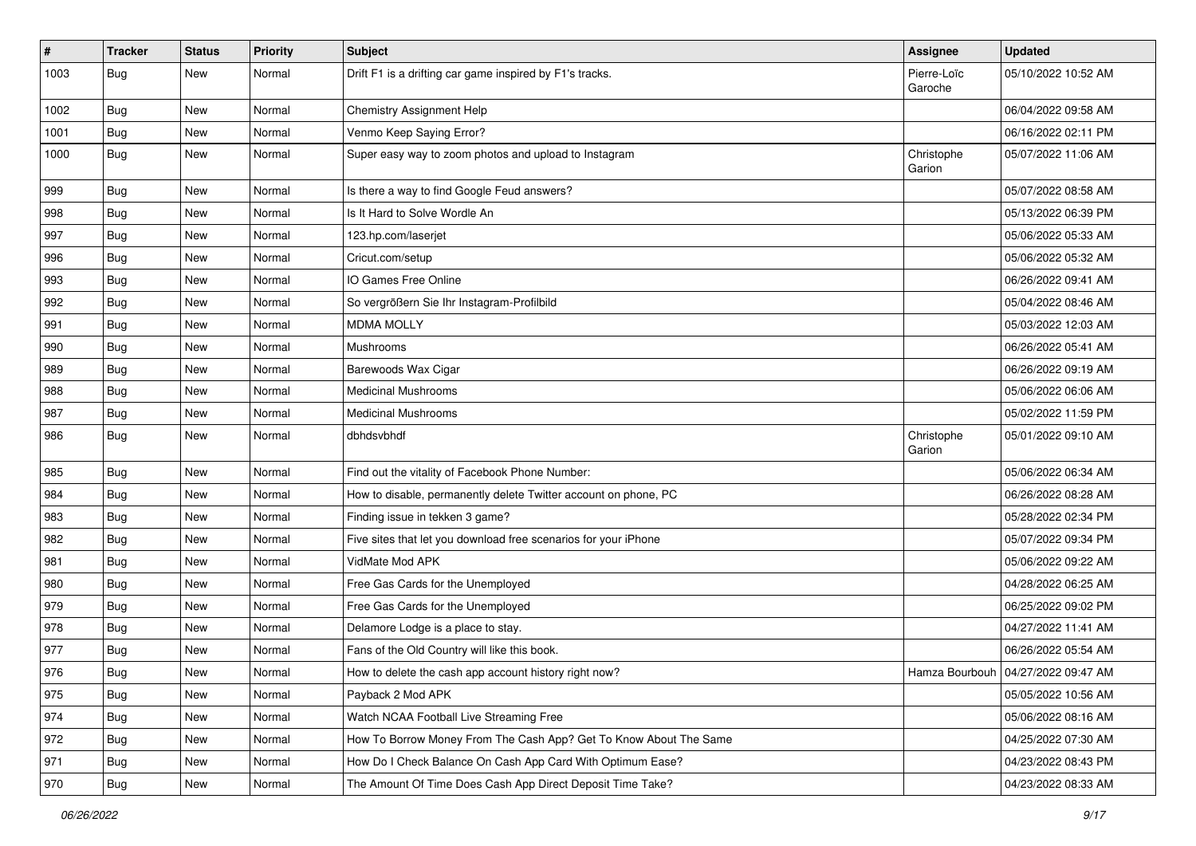| # | Tracker | Status | Priority | Subject | Assignee | Updated |
|---|---|---|---|---|---|---|
| 1003 | Bug | New | Normal | Drift F1 is a drifting car game inspired by F1's tracks. | Pierre-Loïc Garoche | 05/10/2022 10:52 AM |
| 1002 | Bug | New | Normal | Chemistry Assignment Help | | 06/04/2022 09:58 AM |
| 1001 | Bug | New | Normal | Venmo Keep Saying Error? | | 06/16/2022 02:11 PM |
| 1000 | Bug | New | Normal | Super easy way to zoom photos and upload to Instagram | Christophe Garion | 05/07/2022 11:06 AM |
| 999 | Bug | New | Normal | Is there a way to find Google Feud answers? | | 05/07/2022 08:58 AM |
| 998 | Bug | New | Normal | Is It Hard to Solve Wordle An | | 05/13/2022 06:39 PM |
| 997 | Bug | New | Normal | 123.hp.com/laserjet | | 05/06/2022 05:33 AM |
| 996 | Bug | New | Normal | Cricut.com/setup | | 05/06/2022 05:32 AM |
| 993 | Bug | New | Normal | IO Games Free Online | | 06/26/2022 09:41 AM |
| 992 | Bug | New | Normal | So vergrößern Sie Ihr Instagram-Profilbild | | 05/04/2022 08:46 AM |
| 991 | Bug | New | Normal | MDMA MOLLY | | 05/03/2022 12:03 AM |
| 990 | Bug | New | Normal | Mushrooms | | 06/26/2022 05:41 AM |
| 989 | Bug | New | Normal | Barewoods Wax Cigar | | 06/26/2022 09:19 AM |
| 988 | Bug | New | Normal | Medicinal Mushrooms | | 05/06/2022 06:06 AM |
| 987 | Bug | New | Normal | Medicinal Mushrooms | | 05/02/2022 11:59 PM |
| 986 | Bug | New | Normal | dbhdsvbhdf | Christophe Garion | 05/01/2022 09:10 AM |
| 985 | Bug | New | Normal | Find out the vitality of Facebook Phone Number: | | 05/06/2022 06:34 AM |
| 984 | Bug | New | Normal | How to disable, permanently delete Twitter account on phone, PC | | 06/26/2022 08:28 AM |
| 983 | Bug | New | Normal | Finding issue in tekken 3 game? | | 05/28/2022 02:34 PM |
| 982 | Bug | New | Normal | Five sites that let you download free scenarios for your iPhone | | 05/07/2022 09:34 PM |
| 981 | Bug | New | Normal | VidMate Mod APK | | 05/06/2022 09:22 AM |
| 980 | Bug | New | Normal | Free Gas Cards for the Unemployed | | 04/28/2022 06:25 AM |
| 979 | Bug | New | Normal | Free Gas Cards for the Unemployed | | 06/25/2022 09:02 PM |
| 978 | Bug | New | Normal | Delamore Lodge is a place to stay. | | 04/27/2022 11:41 AM |
| 977 | Bug | New | Normal | Fans of the Old Country will like this book. | | 06/26/2022 05:54 AM |
| 976 | Bug | New | Normal | How to delete the cash app account history right now? | Hamza Bourbouh | 04/27/2022 09:47 AM |
| 975 | Bug | New | Normal | Payback 2 Mod APK | | 05/05/2022 10:56 AM |
| 974 | Bug | New | Normal | Watch NCAA Football Live Streaming Free | | 05/06/2022 08:16 AM |
| 972 | Bug | New | Normal | How To Borrow Money From The Cash App? Get To Know About The Same | | 04/25/2022 07:30 AM |
| 971 | Bug | New | Normal | How Do I Check Balance On Cash App Card With Optimum Ease? | | 04/23/2022 08:43 PM |
| 970 | Bug | New | Normal | The Amount Of Time Does Cash App Direct Deposit Time Take? | | 04/23/2022 08:33 AM |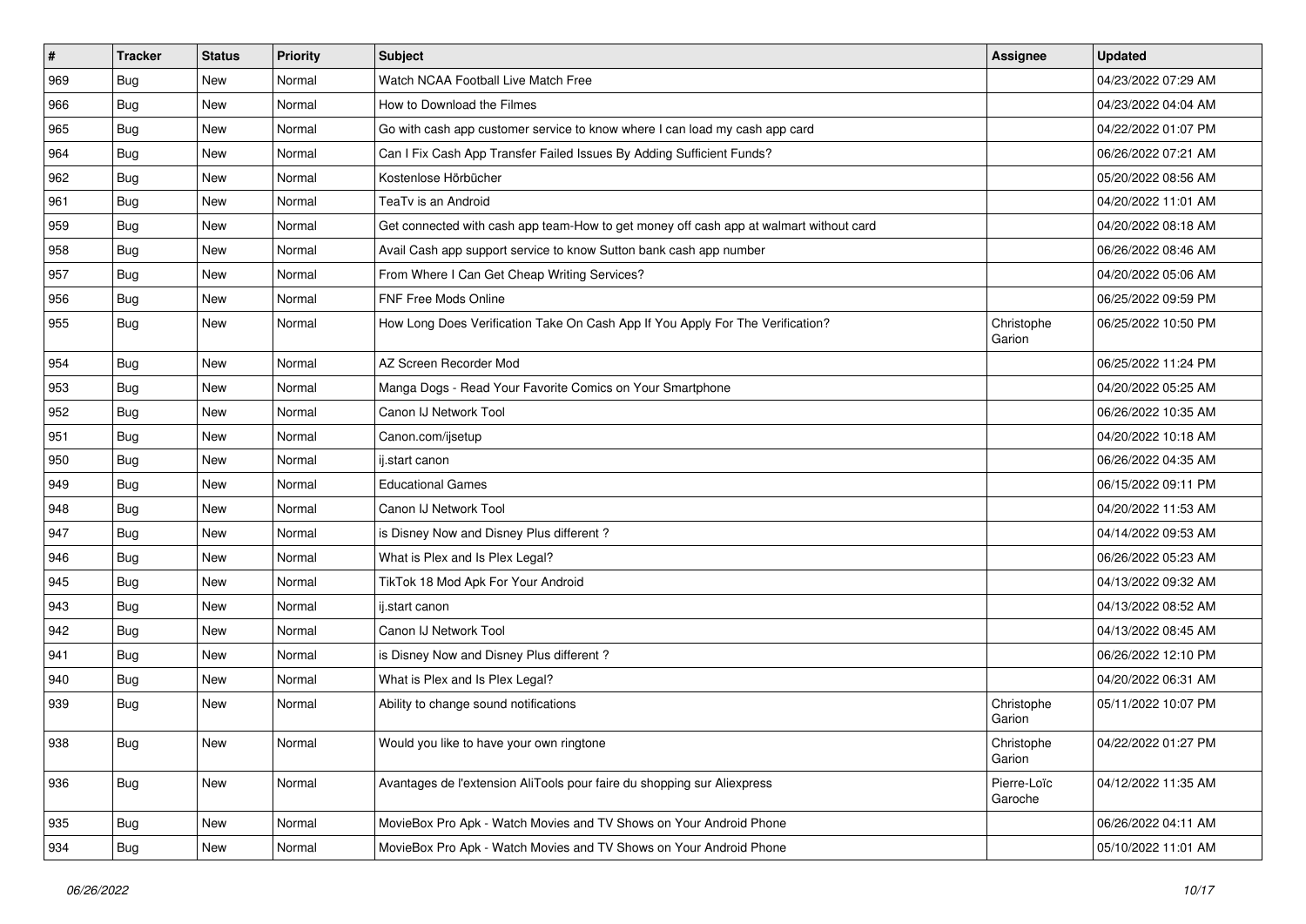| # | Tracker | Status | Priority | Subject | Assignee | Updated |
|---|---|---|---|---|---|---|
| 969 | Bug | New | Normal | Watch NCAA Football Live Match Free | | 04/23/2022 07:29 AM |
| 966 | Bug | New | Normal | How to Download the Filmes | | 04/23/2022 04:04 AM |
| 965 | Bug | New | Normal | Go with cash app customer service to know where I can load my cash app card | | 04/22/2022 01:07 PM |
| 964 | Bug | New | Normal | Can I Fix Cash App Transfer Failed Issues By Adding Sufficient Funds? | | 06/26/2022 07:21 AM |
| 962 | Bug | New | Normal | Kostenlose Hörbücher | | 05/20/2022 08:56 AM |
| 961 | Bug | New | Normal | TeaTv is an Android | | 04/20/2022 11:01 AM |
| 959 | Bug | New | Normal | Get connected with cash app team-How to get money off cash app at walmart without card | | 04/20/2022 08:18 AM |
| 958 | Bug | New | Normal | Avail Cash app support service to know Sutton bank cash app number | | 06/26/2022 08:46 AM |
| 957 | Bug | New | Normal | From Where I Can Get Cheap Writing Services? | | 04/20/2022 05:06 AM |
| 956 | Bug | New | Normal | FNF Free Mods Online | | 06/25/2022 09:59 PM |
| 955 | Bug | New | Normal | How Long Does Verification Take On Cash App If You Apply For The Verification? | Christophe Garion | 06/25/2022 10:50 PM |
| 954 | Bug | New | Normal | AZ Screen Recorder Mod | | 06/25/2022 11:24 PM |
| 953 | Bug | New | Normal | Manga Dogs - Read Your Favorite Comics on Your Smartphone | | 04/20/2022 05:25 AM |
| 952 | Bug | New | Normal | Canon IJ Network Tool | | 06/26/2022 10:35 AM |
| 951 | Bug | New | Normal | Canon.com/ijsetup | | 04/20/2022 10:18 AM |
| 950 | Bug | New | Normal | ij.start canon | | 06/26/2022 04:35 AM |
| 949 | Bug | New | Normal | Educational Games | | 06/15/2022 09:11 PM |
| 948 | Bug | New | Normal | Canon IJ Network Tool | | 04/20/2022 11:53 AM |
| 947 | Bug | New | Normal | is Disney Now and Disney Plus different ? | | 04/14/2022 09:53 AM |
| 946 | Bug | New | Normal | What is Plex and Is Plex Legal? | | 06/26/2022 05:23 AM |
| 945 | Bug | New | Normal | TikTok 18 Mod Apk For Your Android | | 04/13/2022 09:32 AM |
| 943 | Bug | New | Normal | ij.start canon | | 04/13/2022 08:52 AM |
| 942 | Bug | New | Normal | Canon IJ Network Tool | | 04/13/2022 08:45 AM |
| 941 | Bug | New | Normal | is Disney Now and Disney Plus different ? | | 06/26/2022 12:10 PM |
| 940 | Bug | New | Normal | What is Plex and Is Plex Legal? | | 04/20/2022 06:31 AM |
| 939 | Bug | New | Normal | Ability to change sound notifications | Christophe Garion | 05/11/2022 10:07 PM |
| 938 | Bug | New | Normal | Would you like to have your own ringtone | Christophe Garion | 04/22/2022 01:27 PM |
| 936 | Bug | New | Normal | Avantages de l'extension AliTools pour faire du shopping sur Aliexpress | Pierre-Loïc Garoche | 04/12/2022 11:35 AM |
| 935 | Bug | New | Normal | MovieBox Pro Apk - Watch Movies and TV Shows on Your Android Phone | | 06/26/2022 04:11 AM |
| 934 | Bug | New | Normal | MovieBox Pro Apk - Watch Movies and TV Shows on Your Android Phone | | 05/10/2022 11:01 AM |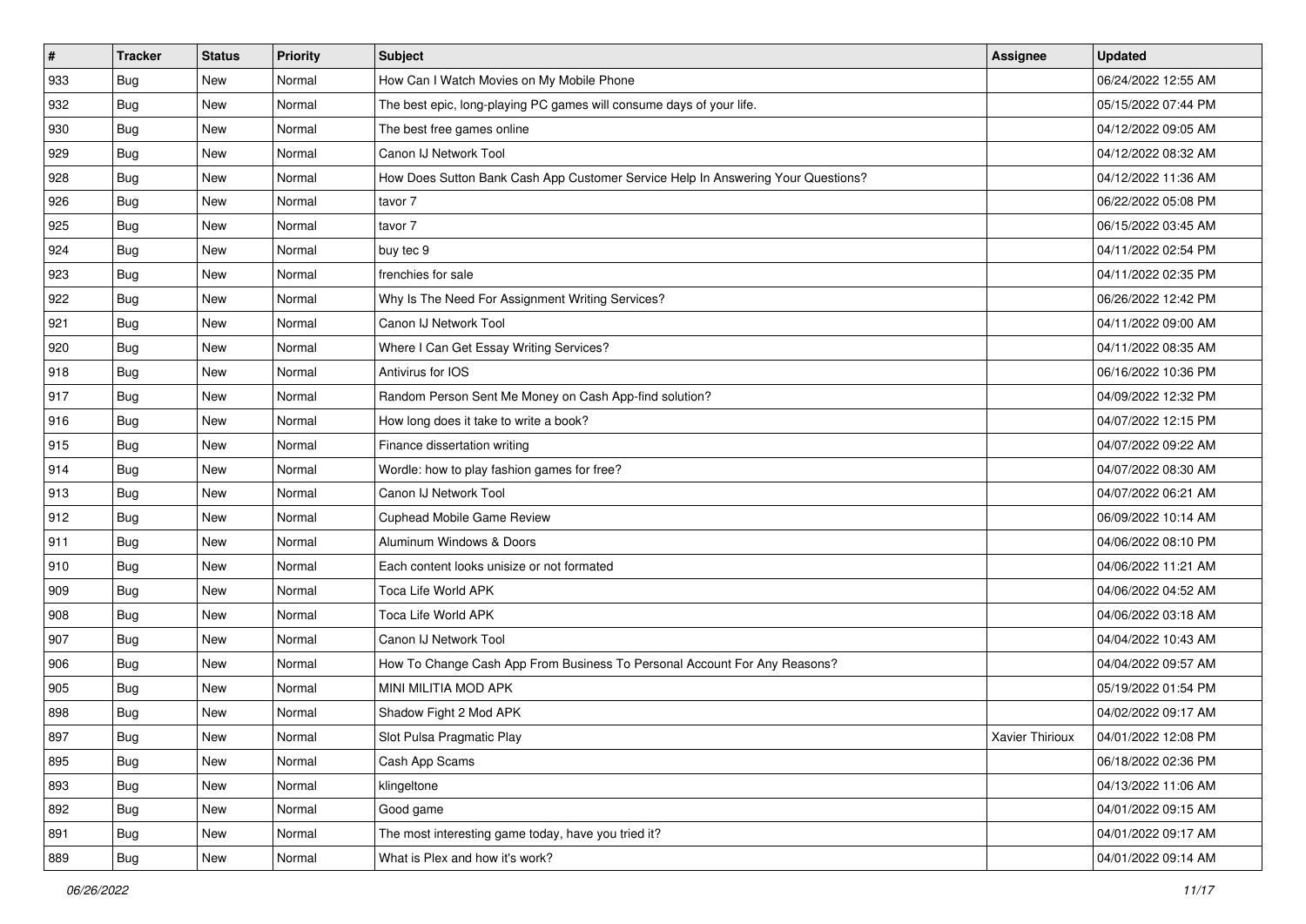| # | Tracker | Status | Priority | Subject | Assignee | Updated |
| --- | --- | --- | --- | --- | --- | --- |
| 933 | Bug | New | Normal | How Can I Watch Movies on My Mobile Phone | | 06/24/2022 12:55 AM |
| 932 | Bug | New | Normal | The best epic, long-playing PC games will consume days of your life. | | 05/15/2022 07:44 PM |
| 930 | Bug | New | Normal | The best free games online | | 04/12/2022 09:05 AM |
| 929 | Bug | New | Normal | Canon IJ Network Tool | | 04/12/2022 08:32 AM |
| 928 | Bug | New | Normal | How Does Sutton Bank Cash App Customer Service Help In Answering Your Questions? | | 04/12/2022 11:36 AM |
| 926 | Bug | New | Normal | tavor 7 | | 06/22/2022 05:08 PM |
| 925 | Bug | New | Normal | tavor 7 | | 06/15/2022 03:45 AM |
| 924 | Bug | New | Normal | buy tec 9 | | 04/11/2022 02:54 PM |
| 923 | Bug | New | Normal | frenchies for sale | | 04/11/2022 02:35 PM |
| 922 | Bug | New | Normal | Why Is The Need For Assignment Writing Services? | | 06/26/2022 12:42 PM |
| 921 | Bug | New | Normal | Canon IJ Network Tool | | 04/11/2022 09:00 AM |
| 920 | Bug | New | Normal | Where I Can Get Essay Writing Services? | | 04/11/2022 08:35 AM |
| 918 | Bug | New | Normal | Antivirus for IOS | | 06/16/2022 10:36 PM |
| 917 | Bug | New | Normal | Random Person Sent Me Money on Cash App-find solution? | | 04/09/2022 12:32 PM |
| 916 | Bug | New | Normal | How long does it take to write a book? | | 04/07/2022 12:15 PM |
| 915 | Bug | New | Normal | Finance dissertation writing | | 04/07/2022 09:22 AM |
| 914 | Bug | New | Normal | Wordle: how to play fashion games for free? | | 04/07/2022 08:30 AM |
| 913 | Bug | New | Normal | Canon IJ Network Tool | | 04/07/2022 06:21 AM |
| 912 | Bug | New | Normal | Cuphead Mobile Game Review | | 06/09/2022 10:14 AM |
| 911 | Bug | New | Normal | Aluminum Windows & Doors | | 04/06/2022 08:10 PM |
| 910 | Bug | New | Normal | Each content looks unisize or not formated | | 04/06/2022 11:21 AM |
| 909 | Bug | New | Normal | Toca Life World APK | | 04/06/2022 04:52 AM |
| 908 | Bug | New | Normal | Toca Life World APK | | 04/06/2022 03:18 AM |
| 907 | Bug | New | Normal | Canon IJ Network Tool | | 04/04/2022 10:43 AM |
| 906 | Bug | New | Normal | How To Change Cash App From Business To Personal Account For Any Reasons? | | 04/04/2022 09:57 AM |
| 905 | Bug | New | Normal | MINI MILITIA MOD APK | | 05/19/2022 01:54 PM |
| 898 | Bug | New | Normal | Shadow Fight 2 Mod APK | | 04/02/2022 09:17 AM |
| 897 | Bug | New | Normal | Slot Pulsa Pragmatic Play | Xavier Thirioux | 04/01/2022 12:08 PM |
| 895 | Bug | New | Normal | Cash App Scams | | 06/18/2022 02:36 PM |
| 893 | Bug | New | Normal | klingeltone | | 04/13/2022 11:06 AM |
| 892 | Bug | New | Normal | Good game | | 04/01/2022 09:15 AM |
| 891 | Bug | New | Normal | The most interesting game today, have you tried it? | | 04/01/2022 09:17 AM |
| 889 | Bug | New | Normal | What is Plex and how it's work? | | 04/01/2022 09:14 AM |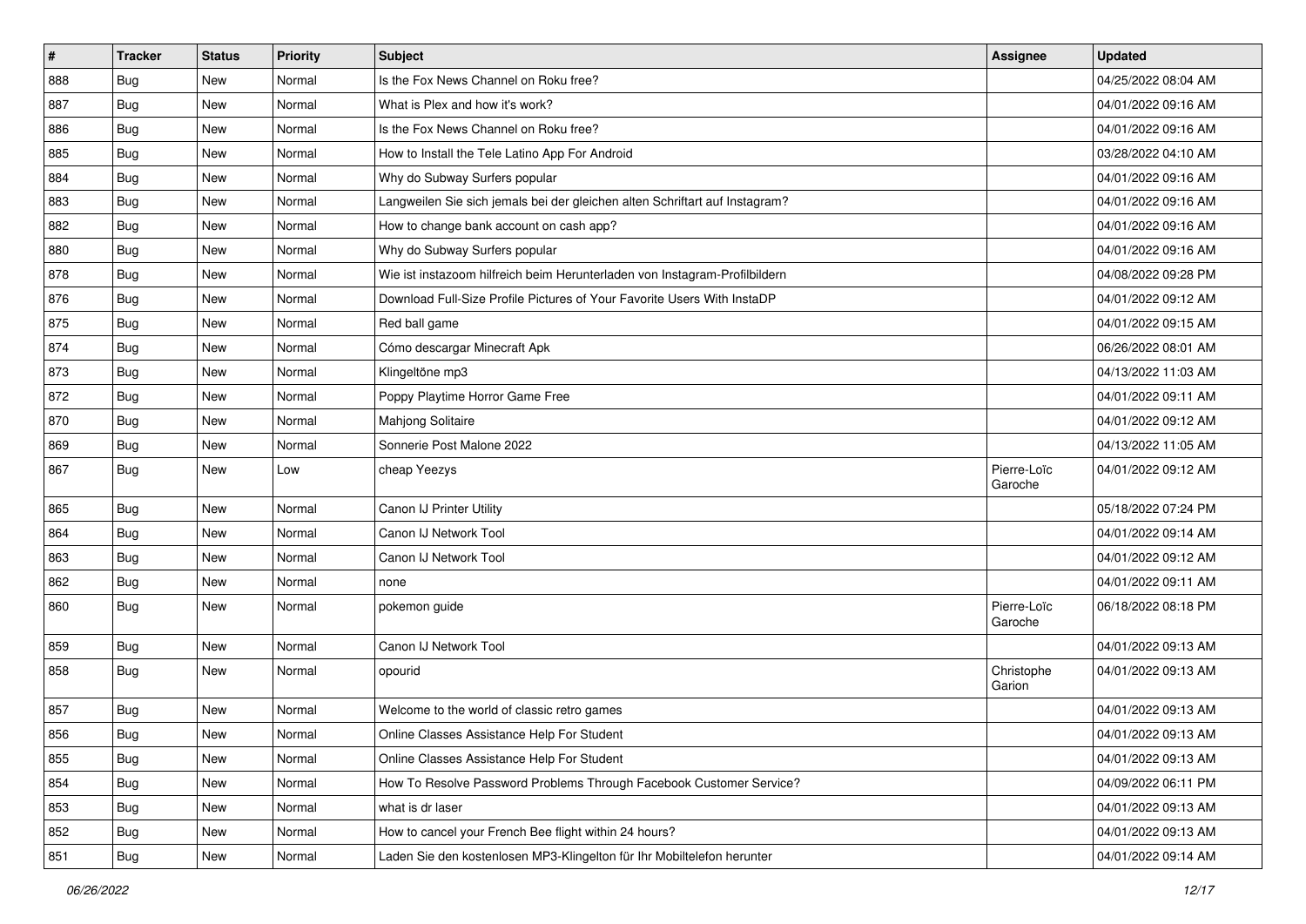| # | Tracker | Status | Priority | Subject | Assignee | Updated |
|---|---|---|---|---|---|---|
| 888 | Bug | New | Normal | Is the Fox News Channel on Roku free? | | 04/25/2022 08:04 AM |
| 887 | Bug | New | Normal | What is Plex and how it's work? | | 04/01/2022 09:16 AM |
| 886 | Bug | New | Normal | Is the Fox News Channel on Roku free? | | 04/01/2022 09:16 AM |
| 885 | Bug | New | Normal | How to Install the Tele Latino App For Android | | 03/28/2022 04:10 AM |
| 884 | Bug | New | Normal | Why do Subway Surfers popular | | 04/01/2022 09:16 AM |
| 883 | Bug | New | Normal | Langweilen Sie sich jemals bei der gleichen alten Schriftart auf Instagram? | | 04/01/2022 09:16 AM |
| 882 | Bug | New | Normal | How to change bank account on cash app? | | 04/01/2022 09:16 AM |
| 880 | Bug | New | Normal | Why do Subway Surfers popular | | 04/01/2022 09:16 AM |
| 878 | Bug | New | Normal | Wie ist instazoom hilfreich beim Herunterladen von Instagram-Profilbildern | | 04/08/2022 09:28 PM |
| 876 | Bug | New | Normal | Download Full-Size Profile Pictures of Your Favorite Users With InstaDP | | 04/01/2022 09:12 AM |
| 875 | Bug | New | Normal | Red ball game | | 04/01/2022 09:15 AM |
| 874 | Bug | New | Normal | Cómo descargar Minecraft Apk | | 06/26/2022 08:01 AM |
| 873 | Bug | New | Normal | Klingeltöne mp3 | | 04/13/2022 11:03 AM |
| 872 | Bug | New | Normal | Poppy Playtime Horror Game Free | | 04/01/2022 09:11 AM |
| 870 | Bug | New | Normal | Mahjong Solitaire | | 04/01/2022 09:12 AM |
| 869 | Bug | New | Normal | Sonnerie Post Malone 2022 | | 04/13/2022 11:05 AM |
| 867 | Bug | New | Low | cheap Yeezys | Pierre-Loïc Garoche | 04/01/2022 09:12 AM |
| 865 | Bug | New | Normal | Canon IJ Printer Utility | | 05/18/2022 07:24 PM |
| 864 | Bug | New | Normal | Canon IJ Network Tool | | 04/01/2022 09:14 AM |
| 863 | Bug | New | Normal | Canon IJ Network Tool | | 04/01/2022 09:12 AM |
| 862 | Bug | New | Normal | none | | 04/01/2022 09:11 AM |
| 860 | Bug | New | Normal | pokemon guide | Pierre-Loïc Garoche | 06/18/2022 08:18 PM |
| 859 | Bug | New | Normal | Canon IJ Network Tool | | 04/01/2022 09:13 AM |
| 858 | Bug | New | Normal | opourid | Christophe Garion | 04/01/2022 09:13 AM |
| 857 | Bug | New | Normal | Welcome to the world of classic retro games | | 04/01/2022 09:13 AM |
| 856 | Bug | New | Normal | Online Classes Assistance Help For Student | | 04/01/2022 09:13 AM |
| 855 | Bug | New | Normal | Online Classes Assistance Help For Student | | 04/01/2022 09:13 AM |
| 854 | Bug | New | Normal | How To Resolve Password Problems Through Facebook Customer Service? | | 04/09/2022 06:11 PM |
| 853 | Bug | New | Normal | what is dr laser | | 04/01/2022 09:13 AM |
| 852 | Bug | New | Normal | How to cancel your French Bee flight within 24 hours? | | 04/01/2022 09:13 AM |
| 851 | Bug | New | Normal | Laden Sie den kostenlosen MP3-Klingelton für Ihr Mobiltelefon herunter | | 04/01/2022 09:14 AM |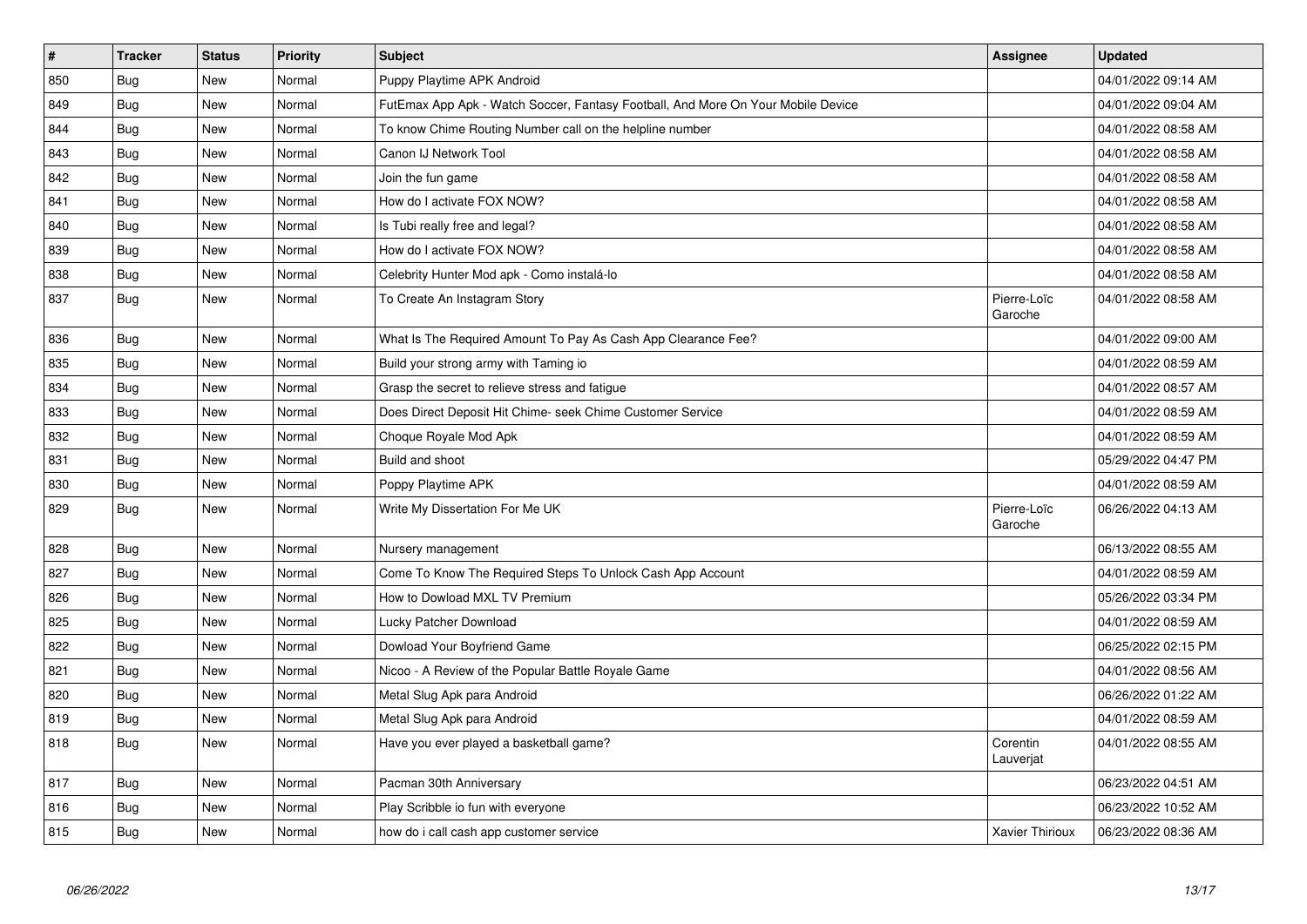| # | Tracker | Status | Priority | Subject | Assignee | Updated |
|---|---|---|---|---|---|---|
| 850 | Bug | New | Normal | Puppy Playtime APK Android | | 04/01/2022 09:14 AM |
| 849 | Bug | New | Normal | FutEmax App Apk - Watch Soccer, Fantasy Football, And More On Your Mobile Device | | 04/01/2022 09:04 AM |
| 844 | Bug | New | Normal | To know Chime Routing Number call on the helpline number | | 04/01/2022 08:58 AM |
| 843 | Bug | New | Normal | Canon IJ Network Tool | | 04/01/2022 08:58 AM |
| 842 | Bug | New | Normal | Join the fun game | | 04/01/2022 08:58 AM |
| 841 | Bug | New | Normal | How do I activate FOX NOW? | | 04/01/2022 08:58 AM |
| 840 | Bug | New | Normal | Is Tubi really free and legal? | | 04/01/2022 08:58 AM |
| 839 | Bug | New | Normal | How do I activate FOX NOW? | | 04/01/2022 08:58 AM |
| 838 | Bug | New | Normal | Celebrity Hunter Mod apk - Como instalá-lo | | 04/01/2022 08:58 AM |
| 837 | Bug | New | Normal | To Create An Instagram Story | Pierre-Loïc Garoche | 04/01/2022 08:58 AM |
| 836 | Bug | New | Normal | What Is The Required Amount To Pay As Cash App Clearance Fee? | | 04/01/2022 09:00 AM |
| 835 | Bug | New | Normal | Build your strong army with Taming io | | 04/01/2022 08:59 AM |
| 834 | Bug | New | Normal | Grasp the secret to relieve stress and fatigue | | 04/01/2022 08:57 AM |
| 833 | Bug | New | Normal | Does Direct Deposit Hit Chime- seek Chime Customer Service | | 04/01/2022 08:59 AM |
| 832 | Bug | New | Normal | Choque Royale Mod Apk | | 04/01/2022 08:59 AM |
| 831 | Bug | New | Normal | Build and shoot | | 05/29/2022 04:47 PM |
| 830 | Bug | New | Normal | Poppy Playtime APK | | 04/01/2022 08:59 AM |
| 829 | Bug | New | Normal | Write My Dissertation For Me UK | Pierre-Loïc Garoche | 06/26/2022 04:13 AM |
| 828 | Bug | New | Normal | Nursery management | | 06/13/2022 08:55 AM |
| 827 | Bug | New | Normal | Come To Know The Required Steps To Unlock Cash App Account | | 04/01/2022 08:59 AM |
| 826 | Bug | New | Normal | How to Dowload MXL TV Premium | | 05/26/2022 03:34 PM |
| 825 | Bug | New | Normal | Lucky Patcher Download | | 04/01/2022 08:59 AM |
| 822 | Bug | New | Normal | Dowload Your Boyfriend Game | | 06/25/2022 02:15 PM |
| 821 | Bug | New | Normal | Nicoo - A Review of the Popular Battle Royale Game | | 04/01/2022 08:56 AM |
| 820 | Bug | New | Normal | Metal Slug Apk para Android | | 06/26/2022 01:22 AM |
| 819 | Bug | New | Normal | Metal Slug Apk para Android | | 04/01/2022 08:59 AM |
| 818 | Bug | New | Normal | Have you ever played a basketball game? | Corentin Lauverjat | 04/01/2022 08:55 AM |
| 817 | Bug | New | Normal | Pacman 30th Anniversary | | 06/23/2022 04:51 AM |
| 816 | Bug | New | Normal | Play Scribble io fun with everyone | | 06/23/2022 10:52 AM |
| 815 | Bug | New | Normal | how do i call cash app customer service | Xavier Thirioux | 06/23/2022 08:36 AM |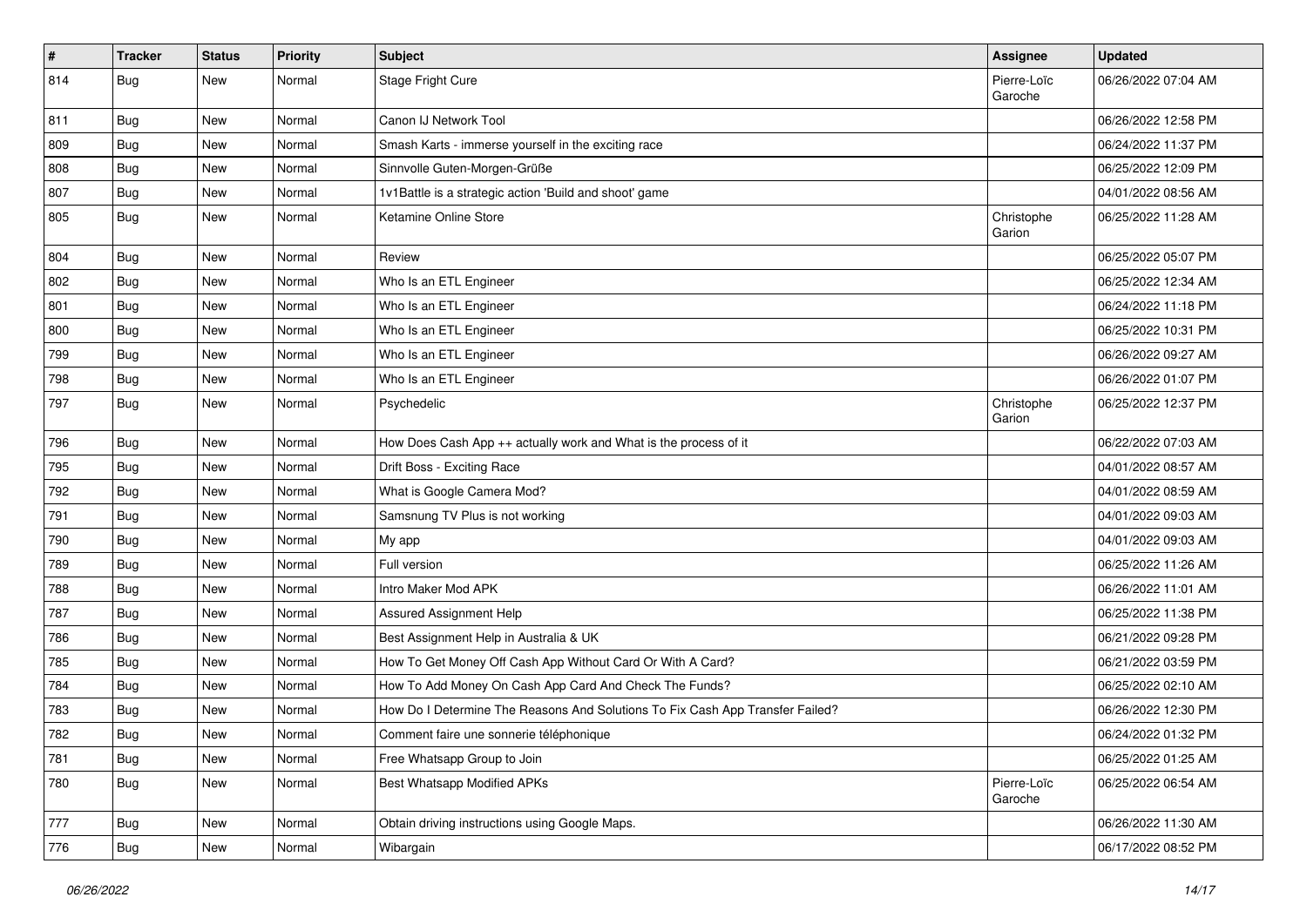| # | Tracker | Status | Priority | Subject | Assignee | Updated |
|---|---|---|---|---|---|---|
| 814 | Bug | New | Normal | Stage Fright Cure | Pierre-Loïc Garoche | 06/26/2022 07:04 AM |
| 811 | Bug | New | Normal | Canon IJ Network Tool | | 06/26/2022 12:58 PM |
| 809 | Bug | New | Normal | Smash Karts - immerse yourself in the exciting race | | 06/24/2022 11:37 PM |
| 808 | Bug | New | Normal | Sinnvolle Guten-Morgen-Grüße | | 06/25/2022 12:09 PM |
| 807 | Bug | New | Normal | 1v1Battle is a strategic action 'Build and shoot' game | | 04/01/2022 08:56 AM |
| 805 | Bug | New | Normal | Ketamine Online Store | Christophe Garion | 06/25/2022 11:28 AM |
| 804 | Bug | New | Normal | Review | | 06/25/2022 05:07 PM |
| 802 | Bug | New | Normal | Who Is an ETL Engineer | | 06/25/2022 12:34 AM |
| 801 | Bug | New | Normal | Who Is an ETL Engineer | | 06/24/2022 11:18 PM |
| 800 | Bug | New | Normal | Who Is an ETL Engineer | | 06/25/2022 10:31 PM |
| 799 | Bug | New | Normal | Who Is an ETL Engineer | | 06/26/2022 09:27 AM |
| 798 | Bug | New | Normal | Who Is an ETL Engineer | | 06/26/2022 01:07 PM |
| 797 | Bug | New | Normal | Psychedelic | Christophe Garion | 06/25/2022 12:37 PM |
| 796 | Bug | New | Normal | How Does Cash App ++ actually work and What is the process of it | | 06/22/2022 07:03 AM |
| 795 | Bug | New | Normal | Drift Boss - Exciting Race | | 04/01/2022 08:57 AM |
| 792 | Bug | New | Normal | What is Google Camera Mod? | | 04/01/2022 08:59 AM |
| 791 | Bug | New | Normal | Samsnung TV Plus is not working | | 04/01/2022 09:03 AM |
| 790 | Bug | New | Normal | My app | | 04/01/2022 09:03 AM |
| 789 | Bug | New | Normal | Full version | | 06/25/2022 11:26 AM |
| 788 | Bug | New | Normal | Intro Maker Mod APK | | 06/26/2022 11:01 AM |
| 787 | Bug | New | Normal | Assured Assignment Help | | 06/25/2022 11:38 PM |
| 786 | Bug | New | Normal | Best Assignment Help in Australia & UK | | 06/21/2022 09:28 PM |
| 785 | Bug | New | Normal | How To Get Money Off Cash App Without Card Or With A Card? | | 06/21/2022 03:59 PM |
| 784 | Bug | New | Normal | How To Add Money On Cash App Card And Check The Funds? | | 06/25/2022 02:10 AM |
| 783 | Bug | New | Normal | How Do I Determine The Reasons And Solutions To Fix Cash App Transfer Failed? | | 06/26/2022 12:30 PM |
| 782 | Bug | New | Normal | Comment faire une sonnerie téléphonique | | 06/24/2022 01:32 PM |
| 781 | Bug | New | Normal | Free Whatsapp Group to Join | | 06/25/2022 01:25 AM |
| 780 | Bug | New | Normal | Best Whatsapp Modified APKs | Pierre-Loïc Garoche | 06/25/2022 06:54 AM |
| 777 | Bug | New | Normal | Obtain driving instructions using Google Maps. | | 06/26/2022 11:30 AM |
| 776 | Bug | New | Normal | Wibargain | | 06/17/2022 08:52 PM |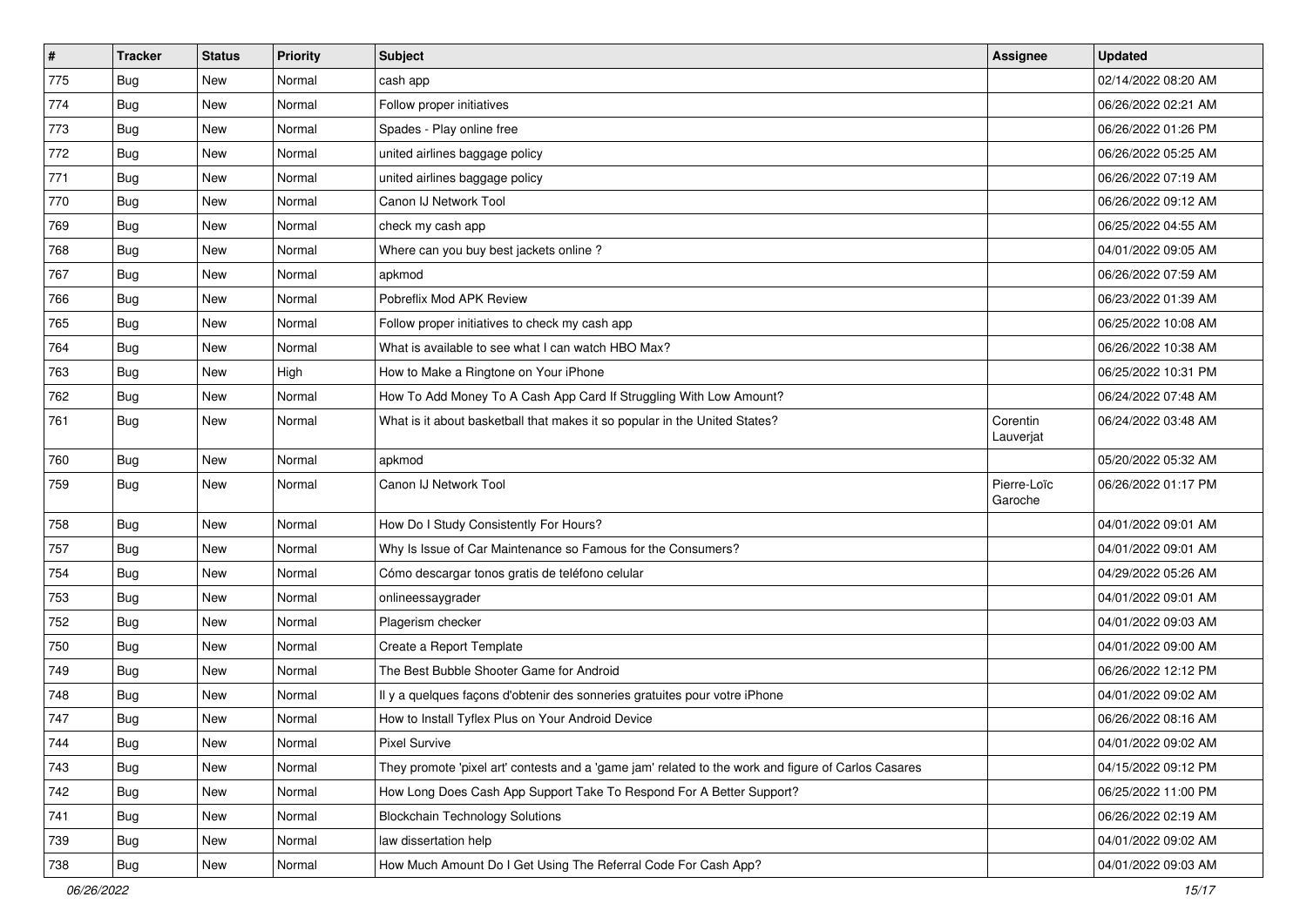| # | Tracker | Status | Priority | Subject | Assignee | Updated |
|---|---|---|---|---|---|---|
| 775 | Bug | New | Normal | cash app | | 02/14/2022 08:20 AM |
| 774 | Bug | New | Normal | Follow proper initiatives | | 06/26/2022 02:21 AM |
| 773 | Bug | New | Normal | Spades - Play online free | | 06/26/2022 01:26 PM |
| 772 | Bug | New | Normal | united airlines baggage policy | | 06/26/2022 05:25 AM |
| 771 | Bug | New | Normal | united airlines baggage policy | | 06/26/2022 07:19 AM |
| 770 | Bug | New | Normal | Canon IJ Network Tool | | 06/26/2022 09:12 AM |
| 769 | Bug | New | Normal | check my cash app | | 06/25/2022 04:55 AM |
| 768 | Bug | New | Normal | Where can you buy best jackets online ? | | 04/01/2022 09:05 AM |
| 767 | Bug | New | Normal | apkmod | | 06/26/2022 07:59 AM |
| 766 | Bug | New | Normal | Pobreflix Mod APK Review | | 06/23/2022 01:39 AM |
| 765 | Bug | New | Normal | Follow proper initiatives to check my cash app | | 06/25/2022 10:08 AM |
| 764 | Bug | New | Normal | What is available to see what I can watch HBO Max? | | 06/26/2022 10:38 AM |
| 763 | Bug | New | High | How to Make a Ringtone on Your iPhone | | 06/25/2022 10:31 PM |
| 762 | Bug | New | Normal | How To Add Money To A Cash App Card If Struggling With Low Amount? | | 06/24/2022 07:48 AM |
| 761 | Bug | New | Normal | What is it about basketball that makes it so popular in the United States? | Corentin Lauverjat | 06/24/2022 03:48 AM |
| 760 | Bug | New | Normal | apkmod | | 05/20/2022 05:32 AM |
| 759 | Bug | New | Normal | Canon IJ Network Tool | Pierre-Loïc Garoche | 06/26/2022 01:17 PM |
| 758 | Bug | New | Normal | How Do I Study Consistently For Hours? | | 04/01/2022 09:01 AM |
| 757 | Bug | New | Normal | Why Is Issue of Car Maintenance so Famous for the Consumers? | | 04/01/2022 09:01 AM |
| 754 | Bug | New | Normal | Cómo descargar tonos gratis de teléfono celular | | 04/29/2022 05:26 AM |
| 753 | Bug | New | Normal | onlineessaygrader | | 04/01/2022 09:01 AM |
| 752 | Bug | New | Normal | Plagerism checker | | 04/01/2022 09:03 AM |
| 750 | Bug | New | Normal | Create a Report Template | | 04/01/2022 09:00 AM |
| 749 | Bug | New | Normal | The Best Bubble Shooter Game for Android | | 06/26/2022 12:12 PM |
| 748 | Bug | New | Normal | Il y a quelques façons d'obtenir des sonneries gratuites pour votre iPhone | | 04/01/2022 09:02 AM |
| 747 | Bug | New | Normal | How to Install Tyflex Plus on Your Android Device | | 06/26/2022 08:16 AM |
| 744 | Bug | New | Normal | Pixel Survive | | 04/01/2022 09:02 AM |
| 743 | Bug | New | Normal | They promote 'pixel art' contests and a 'game jam' related to the work and figure of Carlos Casares | | 04/15/2022 09:12 PM |
| 742 | Bug | New | Normal | How Long Does Cash App Support Take To Respond For A Better Support? | | 06/25/2022 11:00 PM |
| 741 | Bug | New | Normal | Blockchain Technology Solutions | | 06/26/2022 02:19 AM |
| 739 | Bug | New | Normal | law dissertation help | | 04/01/2022 09:02 AM |
| 738 | Bug | New | Normal | How Much Amount Do I Get Using The Referral Code For Cash App? | | 04/01/2022 09:03 AM |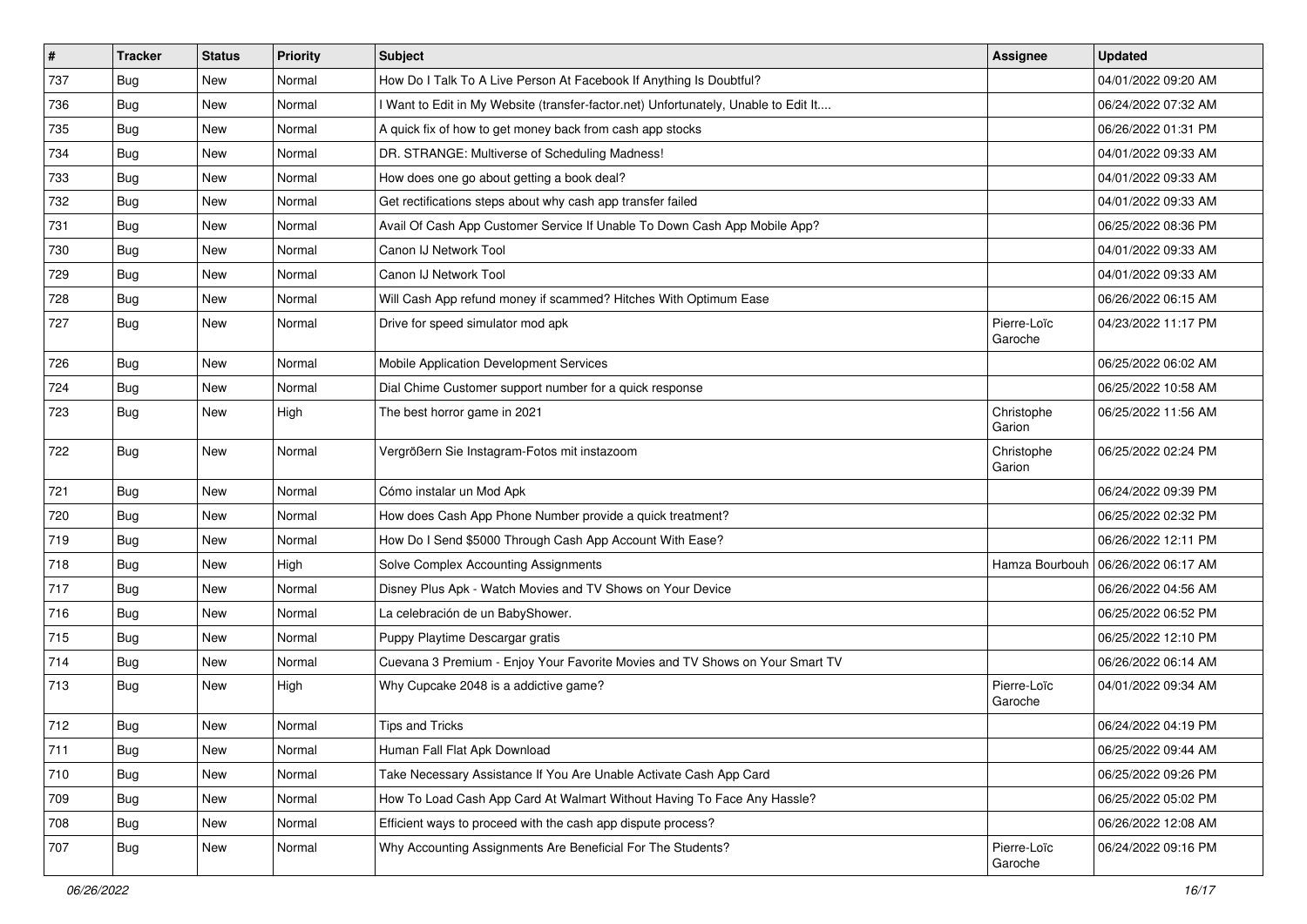| # | Tracker | Status | Priority | Subject | Assignee | Updated |
| --- | --- | --- | --- | --- | --- | --- |
| 737 | Bug | New | Normal | How Do I Talk To A Live Person At Facebook If Anything Is Doubtful? | | 04/01/2022 09:20 AM |
| 736 | Bug | New | Normal | I Want to Edit in My Website (transfer-factor.net) Unfortunately, Unable to Edit It.... | | 06/24/2022 07:32 AM |
| 735 | Bug | New | Normal | A quick fix of how to get money back from cash app stocks | | 06/26/2022 01:31 PM |
| 734 | Bug | New | Normal | DR. STRANGE: Multiverse of Scheduling Madness! | | 04/01/2022 09:33 AM |
| 733 | Bug | New | Normal | How does one go about getting a book deal? | | 04/01/2022 09:33 AM |
| 732 | Bug | New | Normal | Get rectifications steps about why cash app transfer failed | | 04/01/2022 09:33 AM |
| 731 | Bug | New | Normal | Avail Of Cash App Customer Service If Unable To Down Cash App Mobile App? | | 06/25/2022 08:36 PM |
| 730 | Bug | New | Normal | Canon IJ Network Tool | | 04/01/2022 09:33 AM |
| 729 | Bug | New | Normal | Canon IJ Network Tool | | 04/01/2022 09:33 AM |
| 728 | Bug | New | Normal | Will Cash App refund money if scammed? Hitches With Optimum Ease | | 06/26/2022 06:15 AM |
| 727 | Bug | New | Normal | Drive for speed simulator mod apk | Pierre-Loïc Garoche | 04/23/2022 11:17 PM |
| 726 | Bug | New | Normal | Mobile Application Development Services | | 06/25/2022 06:02 AM |
| 724 | Bug | New | Normal | Dial Chime Customer support number for a quick response | | 06/25/2022 10:58 AM |
| 723 | Bug | New | High | The best horror game in 2021 | Christophe Garion | 06/25/2022 11:56 AM |
| 722 | Bug | New | Normal | Vergrößern Sie Instagram-Fotos mit instazoom | Christophe Garion | 06/25/2022 02:24 PM |
| 721 | Bug | New | Normal | Cómo instalar un Mod Apk | | 06/24/2022 09:39 PM |
| 720 | Bug | New | Normal | How does Cash App Phone Number provide a quick treatment? | | 06/25/2022 02:32 PM |
| 719 | Bug | New | Normal | How Do I Send $5000 Through Cash App Account With Ease? | | 06/26/2022 12:11 PM |
| 718 | Bug | New | High | Solve Complex Accounting Assignments | Hamza Bourbouh | 06/26/2022 06:17 AM |
| 717 | Bug | New | Normal | Disney Plus Apk - Watch Movies and TV Shows on Your Device | | 06/26/2022 04:56 AM |
| 716 | Bug | New | Normal | La celebración de un BabyShower. | | 06/25/2022 06:52 PM |
| 715 | Bug | New | Normal | Puppy Playtime Descargar gratis | | 06/25/2022 12:10 PM |
| 714 | Bug | New | Normal | Cuevana 3 Premium - Enjoy Your Favorite Movies and TV Shows on Your Smart TV | | 06/26/2022 06:14 AM |
| 713 | Bug | New | High | Why Cupcake 2048 is a addictive game? | Pierre-Loïc Garoche | 04/01/2022 09:34 AM |
| 712 | Bug | New | Normal | Tips and Tricks | | 06/24/2022 04:19 PM |
| 711 | Bug | New | Normal | Human Fall Flat Apk Download | | 06/25/2022 09:44 AM |
| 710 | Bug | New | Normal | Take Necessary Assistance If You Are Unable Activate Cash App Card | | 06/25/2022 09:26 PM |
| 709 | Bug | New | Normal | How To Load Cash App Card At Walmart Without Having To Face Any Hassle? | | 06/25/2022 05:02 PM |
| 708 | Bug | New | Normal | Efficient ways to proceed with the cash app dispute process? | | 06/26/2022 12:08 AM |
| 707 | Bug | New | Normal | Why Accounting Assignments Are Beneficial For The Students? | Pierre-Loïc Garoche | 06/24/2022 09:16 PM |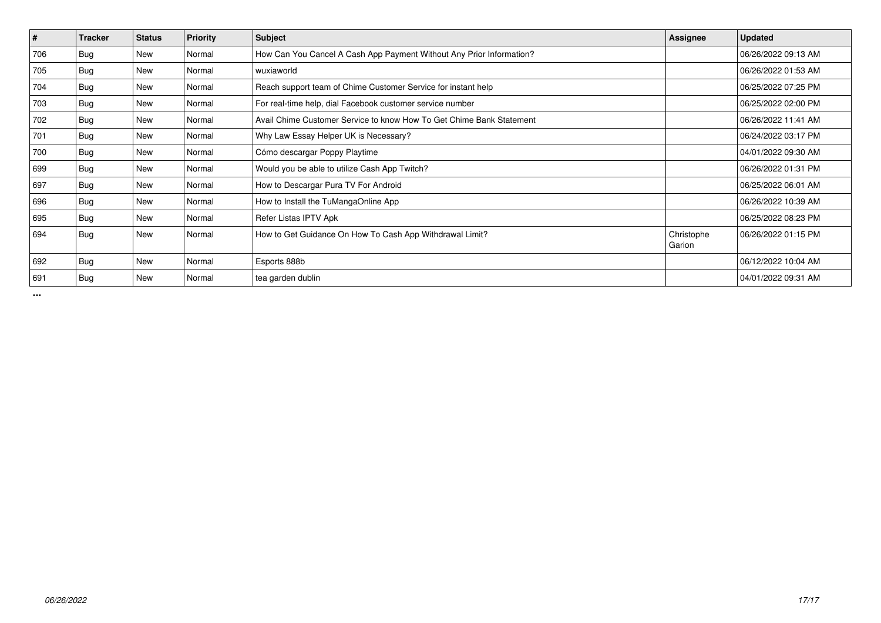| # | Tracker | Status | Priority | Subject | Assignee | Updated |
|---|---|---|---|---|---|---|
| 706 | Bug | New | Normal | How Can You Cancel A Cash App Payment Without Any Prior Information? | | 06/26/2022 09:13 AM |
| 705 | Bug | New | Normal | wuxiaworld | | 06/26/2022 01:53 AM |
| 704 | Bug | New | Normal | Reach support team of Chime Customer Service for instant help | | 06/25/2022 07:25 PM |
| 703 | Bug | New | Normal | For real-time help, dial Facebook customer service number | | 06/25/2022 02:00 PM |
| 702 | Bug | New | Normal | Avail Chime Customer Service to know How To Get Chime Bank Statement | | 06/26/2022 11:41 AM |
| 701 | Bug | New | Normal | Why Law Essay Helper UK is Necessary? | | 06/24/2022 03:17 PM |
| 700 | Bug | New | Normal | Cómo descargar Poppy Playtime | | 04/01/2022 09:30 AM |
| 699 | Bug | New | Normal | Would you be able to utilize Cash App Twitch? | | 06/26/2022 01:31 PM |
| 697 | Bug | New | Normal | How to Descargar Pura TV For Android | | 06/25/2022 06:01 AM |
| 696 | Bug | New | Normal | How to Install the TuMangaOnline App | | 06/26/2022 10:39 AM |
| 695 | Bug | New | Normal | Refer Listas IPTV Apk | | 06/25/2022 08:23 PM |
| 694 | Bug | New | Normal | How to Get Guidance On How To Cash App Withdrawal Limit? | Christophe Garion | 06/26/2022 01:15 PM |
| 692 | Bug | New | Normal | Esports 888b | | 06/12/2022 10:04 AM |
| 691 | Bug | New | Normal | tea garden dublin | | 04/01/2022 09:31 AM |

...